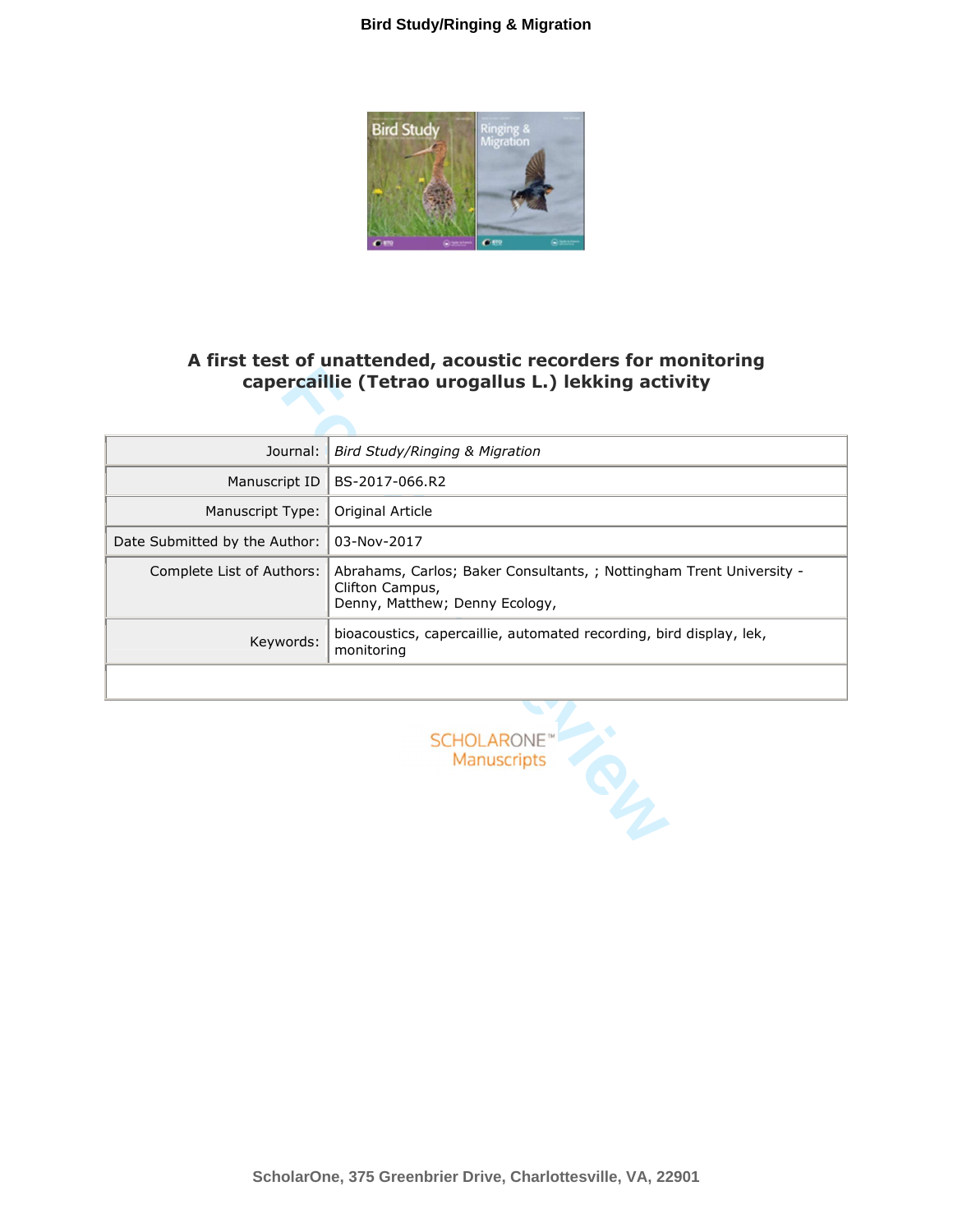# A first test of unattended, acoustic recorders for monitoring capercaillie (Tetrao urogallus L.) lekking activity

| | |
|---|---|
| Journal: | *Bird Study/Ringing & Migration* |
| Manuscript ID | BS-2017-066.R2 |
| Manuscript Type: | Original Article |
| Date Submitted by the Author: | 03-Nov-2017 |
| Complete List of Authors: | Abrahams, Carlos; Baker Consultants, ; Nottingham Trent University - Clifton Campus,<br>Denny, Matthew; Denny Ecology, |
| Keywords: | bioacoustics, capercaillie, automated recording, bird display, lek, monitoring |

SCHOLARONE™ Manuscripts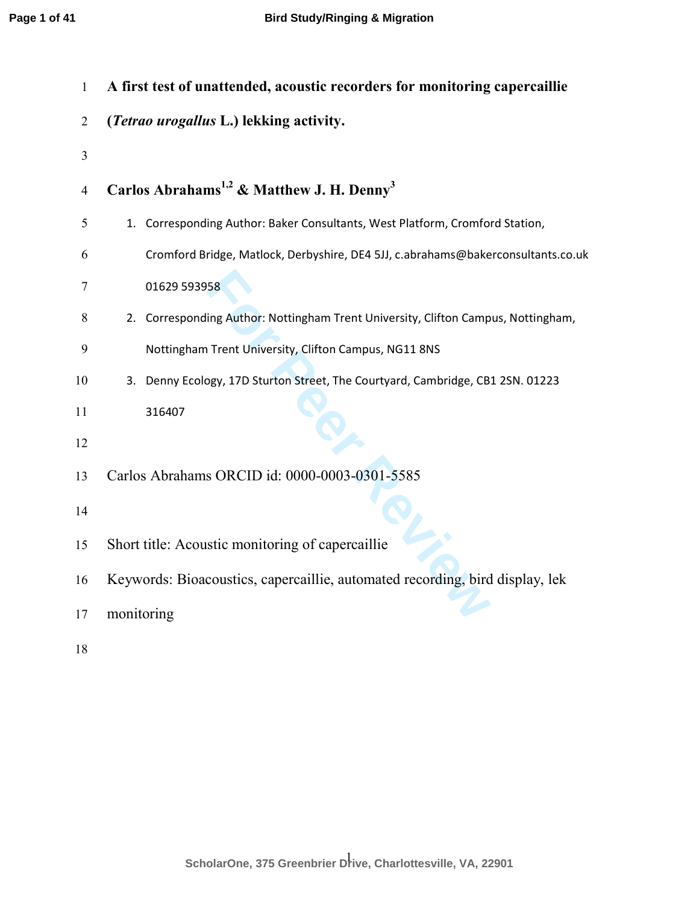# A first test of unattended, acoustic recorders for monitoring capercaillie (*Tetrao urogallus* L.) lekking activity.

**Carlos Abrahams[1,2] & Matthew J. H. Denny[3]**

1. Corresponding Author: Baker Consultants, West Platform, Cromford Station, Cromford Bridge, Matlock, Derbyshire, DE4 5JJ, c.abrahams@bakerconsultants.co.uk 01629 593958
2. Corresponding Author: Nottingham Trent University, Clifton Campus, Nottingham, Nottingham Trent University, Clifton Campus, NG11 8NS
3. Denny Ecology, 17D Sturton Street, The Courtyard, Cambridge, CB1 2SN. 01223 316407

Carlos Abrahams ORCID id: 0000-0003-0301-5585

Short title: Acoustic monitoring of capercaillie

Keywords: Bioacoustics, capercaillie, automated recording, bird display, lek monitoring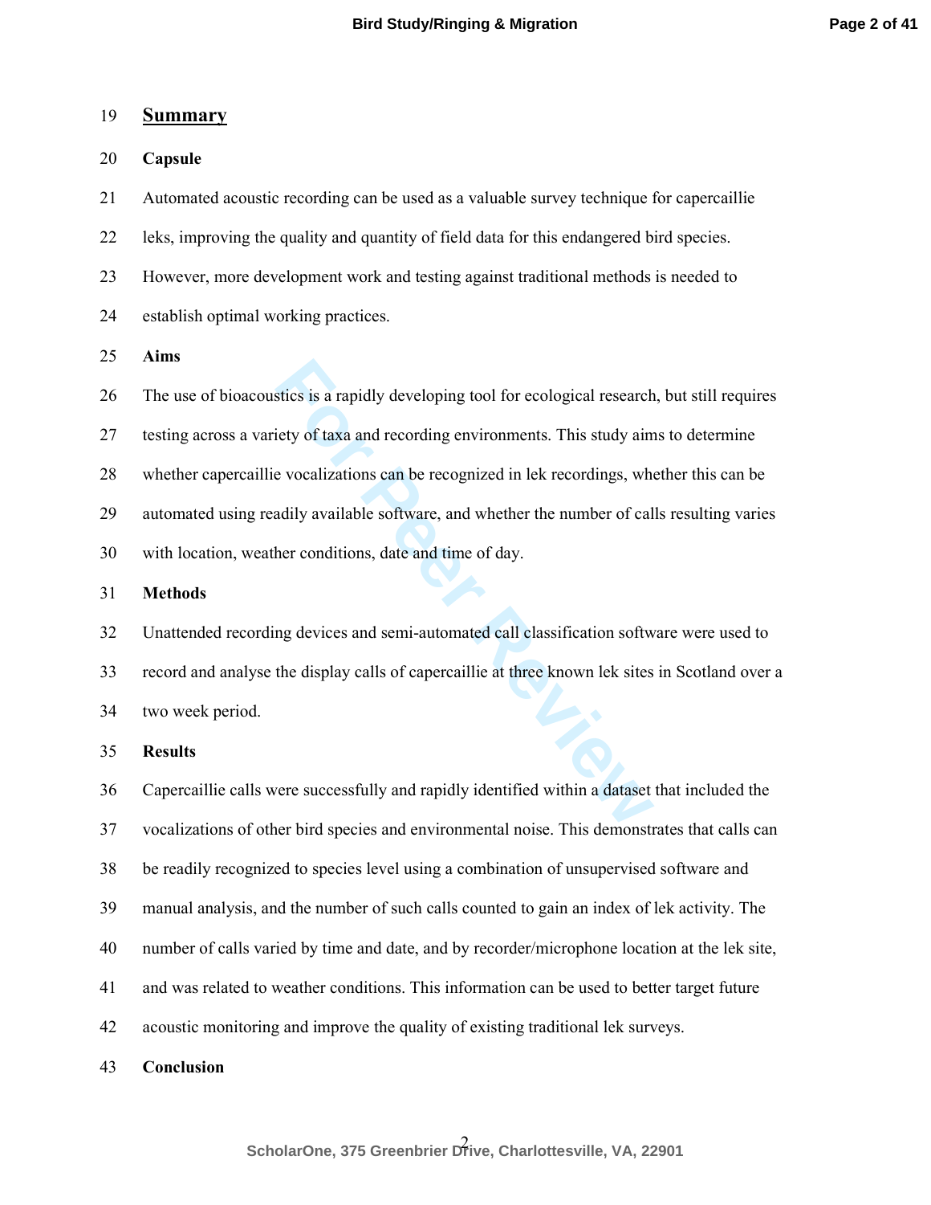## Summary

**Capsule**

Automated acoustic recording can be used as a valuable survey technique for capercaillie leks, improving the quality and quantity of field data for this endangered bird species. However, more development work and testing against traditional methods is needed to establish optimal working practices.

**Aims**

The use of bioacoustics is a rapidly developing tool for ecological research, but still requires testing across a variety of taxa and recording environments. This study aims to determine whether capercaillie vocalizations can be recognized in lek recordings, whether this can be automated using readily available software, and whether the number of calls resulting varies with location, weather conditions, date and time of day.

**Methods**

Unattended recording devices and semi-automated call classification software were used to record and analyse the display calls of capercaillie at three known lek sites in Scotland over a two week period.

**Results**

Capercaillie calls were successfully and rapidly identified within a dataset that included the vocalizations of other bird species and environmental noise. This demonstrates that calls can be readily recognized to species level using a combination of unsupervised software and manual analysis, and the number of such calls counted to gain an index of lek activity. The number of calls varied by time and date, and by recorder/microphone location at the lek site, and was related to weather conditions. This information can be used to better target future acoustic monitoring and improve the quality of existing traditional lek surveys.

**Conclusion**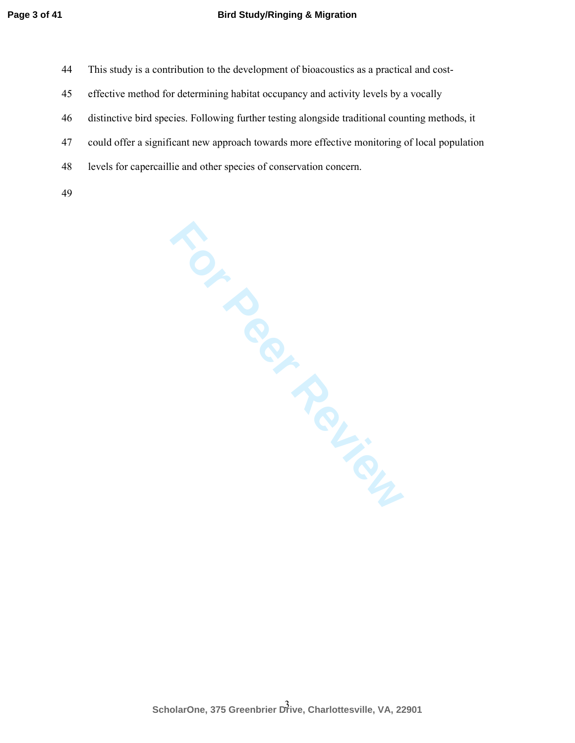This study is a contribution to the development of bioacoustics as a practical and cost-effective method for determining habitat occupancy and activity levels by a vocally distinctive bird species. Following further testing alongside traditional counting methods, it could offer a significant new approach towards more effective monitoring of local population levels for capercaillie and other species of conservation concern.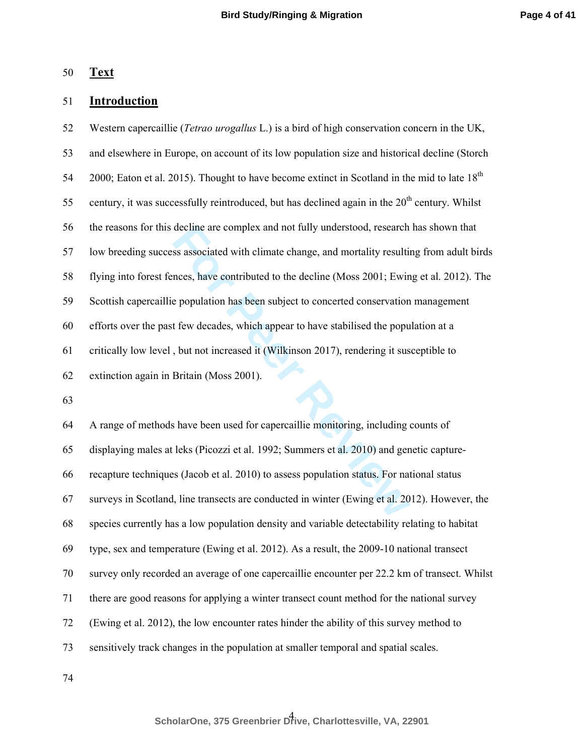# Text

## Introduction

Western capercaillie (*Tetrao urogallus* L.) is a bird of high conservation concern in the UK, and elsewhere in Europe, on account of its low population size and historical decline (Storch 2000; Eaton et al. 2015). Thought to have become extinct in Scotland in the mid to late 18$^{th}$ century, it was successfully reintroduced, but has declined again in the 20$^{th}$ century. Whilst the reasons for this decline are complex and not fully understood, research has shown that low breeding success associated with climate change, and mortality resulting from adult birds flying into forest fences, have contributed to the decline (Moss 2001; Ewing et al. 2012). The Scottish capercaillie population has been subject to concerted conservation management efforts over the past few decades, which appear to have stabilised the population at a critically low level , but not increased it (Wilkinson 2017), rendering it susceptible to extinction again in Britain (Moss 2001).

A range of methods have been used for capercaillie monitoring, including counts of displaying males at leks (Picozzi et al. 1992; Summers et al. 2010) and genetic capture-recapture techniques (Jacob et al. 2010) to assess population status. For national status surveys in Scotland, line transects are conducted in winter (Ewing et al. 2012). However, the species currently has a low population density and variable detectability relating to habitat type, sex and temperature (Ewing et al. 2012). As a result, the 2009-10 national transect survey only recorded an average of one capercaillie encounter per 22.2 km of transect. Whilst there are good reasons for applying a winter transect count method for the national survey (Ewing et al. 2012), the low encounter rates hinder the ability of this survey method to sensitively track changes in the population at smaller temporal and spatial scales.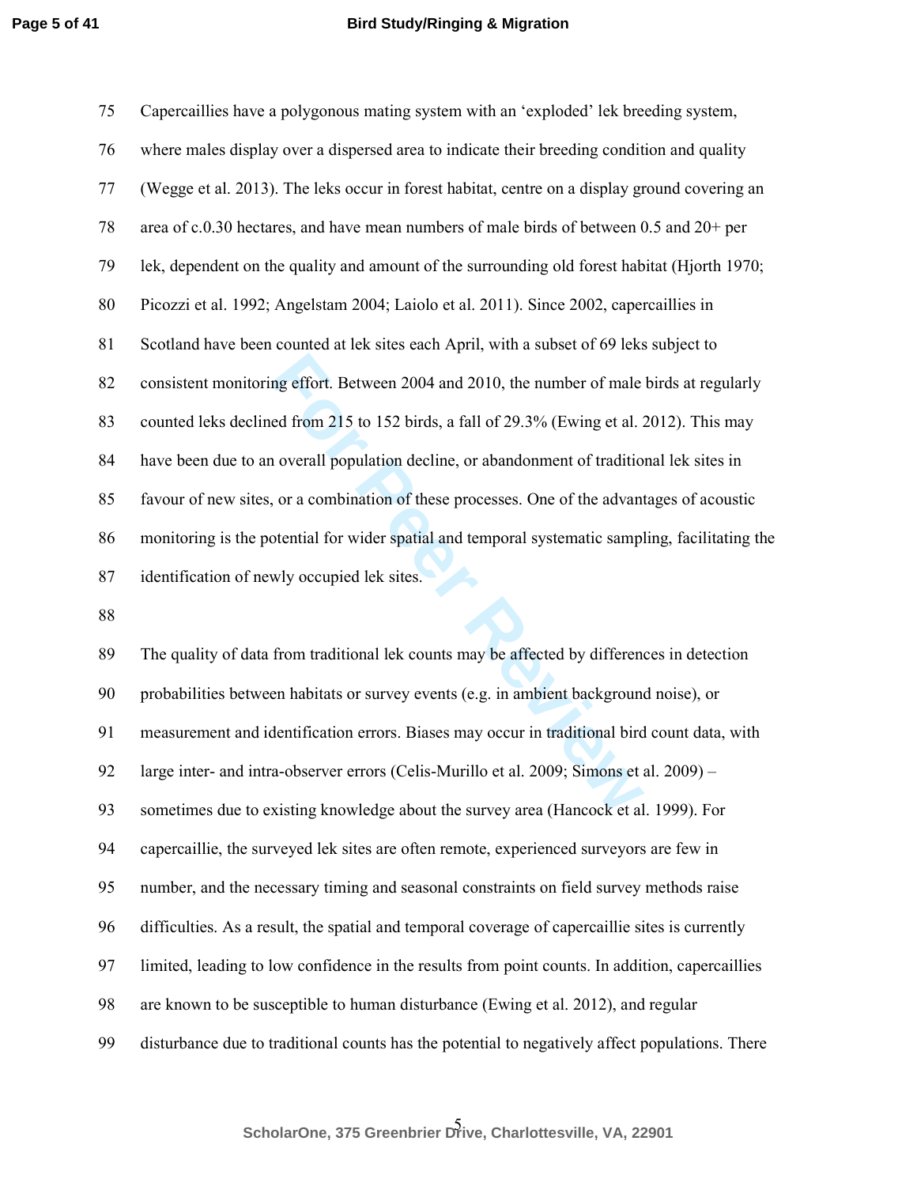Capercaillies have a polygonous mating system with an 'exploded' lek breeding system, where males display over a dispersed area to indicate their breeding condition and quality (Wegge et al. 2013). The leks occur in forest habitat, centre on a display ground covering an area of c.0.30 hectares, and have mean numbers of male birds of between 0.5 and 20+ per lek, dependent on the quality and amount of the surrounding old forest habitat (Hjorth 1970; Picozzi et al. 1992; Angelstam 2004; Laiolo et al. 2011). Since 2002, capercaillies in Scotland have been counted at lek sites each April, with a subset of 69 leks subject to consistent monitoring effort. Between 2004 and 2010, the number of male birds at regularly counted leks declined from 215 to 152 birds, a fall of 29.3% (Ewing et al. 2012). This may have been due to an overall population decline, or abandonment of traditional lek sites in favour of new sites, or a combination of these processes. One of the advantages of acoustic monitoring is the potential for wider spatial and temporal systematic sampling, facilitating the identification of newly occupied lek sites.

The quality of data from traditional lek counts may be affected by differences in detection probabilities between habitats or survey events (e.g. in ambient background noise), or measurement and identification errors. Biases may occur in traditional bird count data, with large inter- and intra-observer errors (Celis-Murillo et al. 2009; Simons et al. 2009) – sometimes due to existing knowledge about the survey area (Hancock et al. 1999). For capercaillie, the surveyed lek sites are often remote, experienced surveyors are few in number, and the necessary timing and seasonal constraints on field survey methods raise difficulties. As a result, the spatial and temporal coverage of capercaillie sites is currently limited, leading to low confidence in the results from point counts. In addition, capercaillies are known to be susceptible to human disturbance (Ewing et al. 2012), and regular disturbance due to traditional counts has the potential to negatively affect populations. There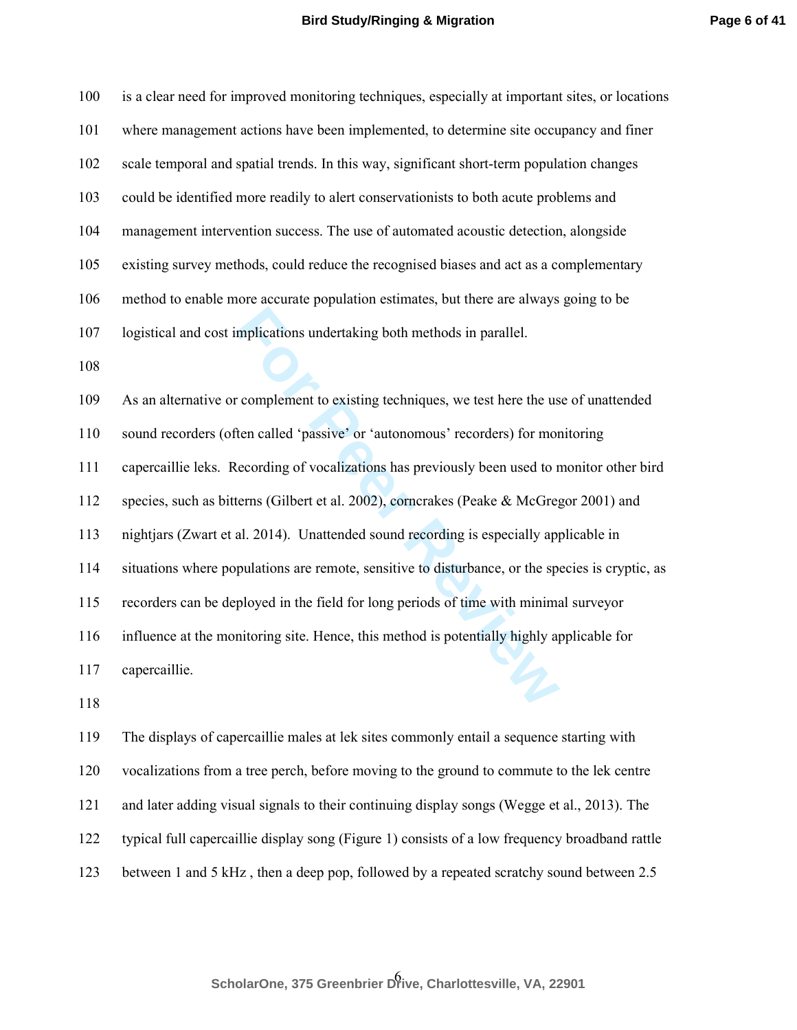is a clear need for improved monitoring techniques, especially at important sites, or locations where management actions have been implemented, to determine site occupancy and finer scale temporal and spatial trends. In this way, significant short-term population changes could be identified more readily to alert conservationists to both acute problems and management intervention success. The use of automated acoustic detection, alongside existing survey methods, could reduce the recognised biases and act as a complementary method to enable more accurate population estimates, but there are always going to be logistical and cost implications undertaking both methods in parallel.

As an alternative or complement to existing techniques, we test here the use of unattended sound recorders (often called 'passive' or 'autonomous' recorders) for monitoring capercaillie leks. Recording of vocalizations has previously been used to monitor other bird species, such as bitterns (Gilbert et al. 2002), corncrakes (Peake & McGregor 2001) and nightjars (Zwart et al. 2014). Unattended sound recording is especially applicable in situations where populations are remote, sensitive to disturbance, or the species is cryptic, as recorders can be deployed in the field for long periods of time with minimal surveyor influence at the monitoring site. Hence, this method is potentially highly applicable for capercaillie.

The displays of capercaillie males at lek sites commonly entail a sequence starting with vocalizations from a tree perch, before moving to the ground to commute to the lek centre and later adding visual signals to their continuing display songs (Wegge et al., 2013). The typical full capercaillie display song (Figure 1) consists of a low frequency broadband rattle between 1 and 5 kHz , then a deep pop, followed by a repeated scratchy sound between 2.5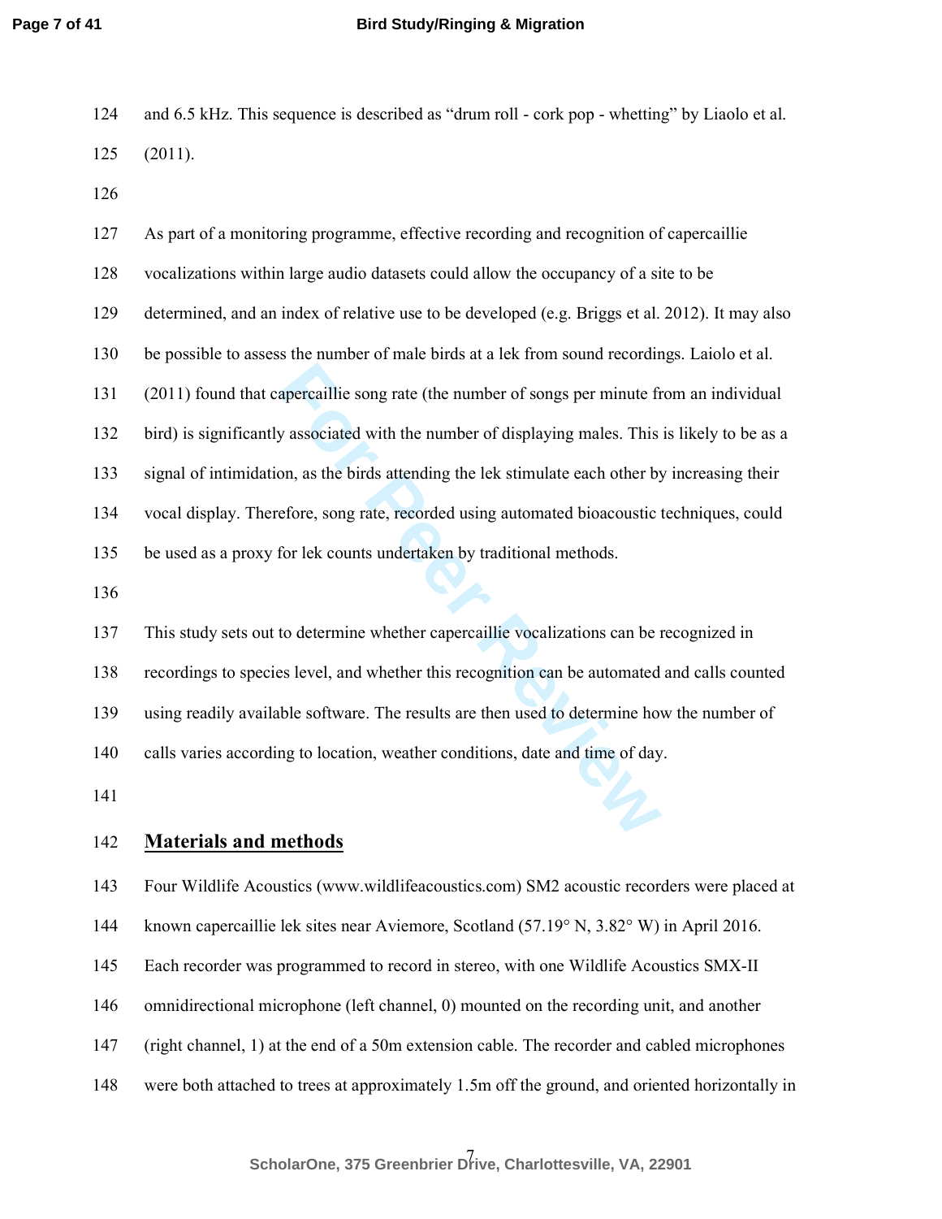and 6.5 kHz. This sequence is described as "drum roll - cork pop - whetting" by Liaolo et al. (2011).

As part of a monitoring programme, effective recording and recognition of capercaillie vocalizations within large audio datasets could allow the occupancy of a site to be determined, and an index of relative use to be developed (e.g. Briggs et al. 2012). It may also be possible to assess the number of male birds at a lek from sound recordings. Laiolo et al. (2011) found that capercaillie song rate (the number of songs per minute from an individual bird) is significantly associated with the number of displaying males. This is likely to be as a signal of intimidation, as the birds attending the lek stimulate each other by increasing their vocal display. Therefore, song rate, recorded using automated bioacoustic techniques, could be used as a proxy for lek counts undertaken by traditional methods.

This study sets out to determine whether capercaillie vocalizations can be recognized in recordings to species level, and whether this recognition can be automated and calls counted using readily available software. The results are then used to determine how the number of calls varies according to location, weather conditions, date and time of day.

## Materials and methods

Four Wildlife Acoustics (www.wildlifeacoustics.com) SM2 acoustic recorders were placed at known capercaillie lek sites near Aviemore, Scotland (57.19° N, 3.82° W) in April 2016. Each recorder was programmed to record in stereo, with one Wildlife Acoustics SMX-II omnidirectional microphone (left channel, 0) mounted on the recording unit, and another (right channel, 1) at the end of a 50m extension cable. The recorder and cabled microphones were both attached to trees at approximately 1.5m off the ground, and oriented horizontally in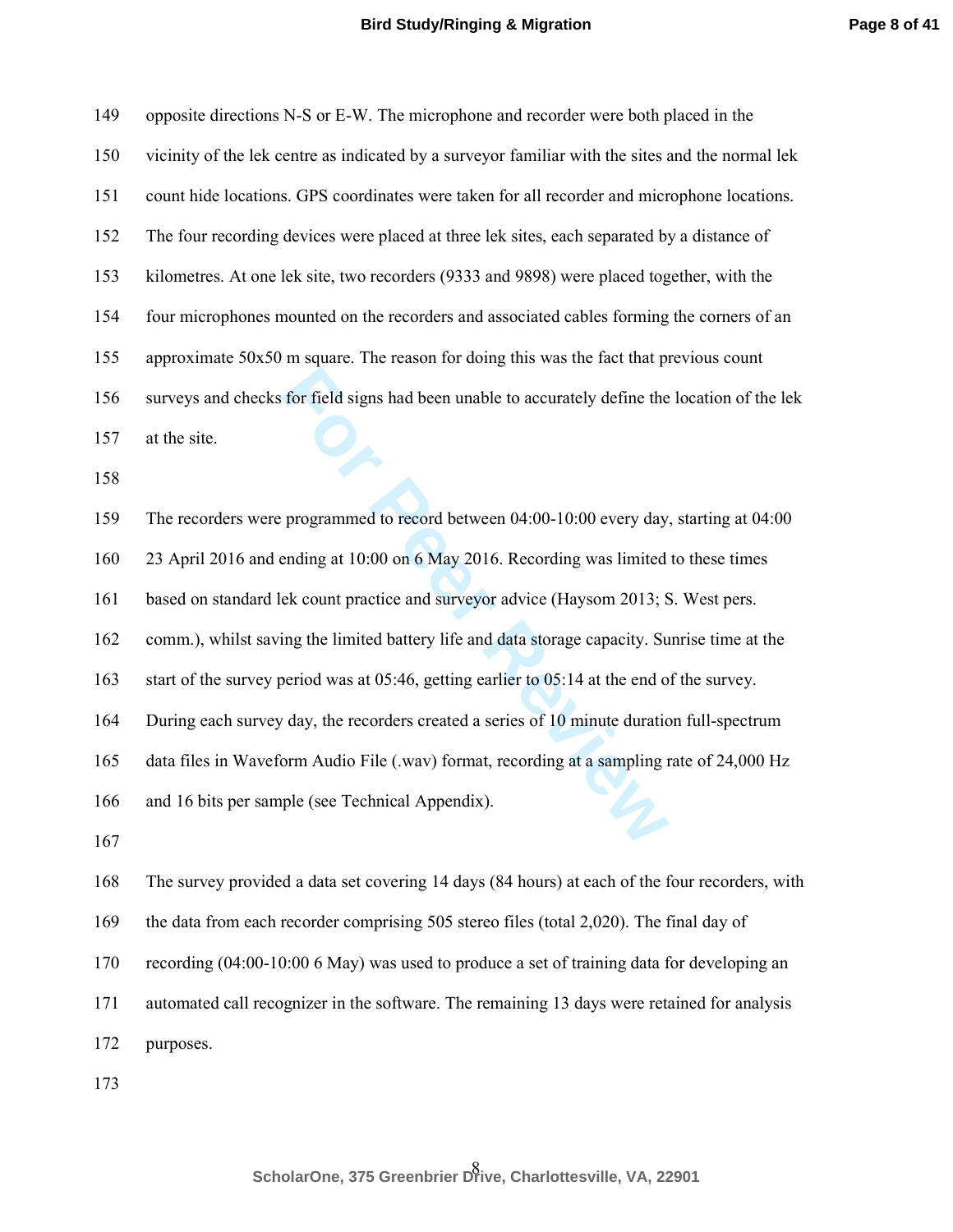opposite directions N-S or E-W. The microphone and recorder were both placed in the vicinity of the lek centre as indicated by a surveyor familiar with the sites and the normal lek count hide locations. GPS coordinates were taken for all recorder and microphone locations. The four recording devices were placed at three lek sites, each separated by a distance of kilometres. At one lek site, two recorders (9333 and 9898) were placed together, with the four microphones mounted on the recorders and associated cables forming the corners of an approximate 50x50 m square. The reason for doing this was the fact that previous count surveys and checks for field signs had been unable to accurately define the location of the lek at the site.

The recorders were programmed to record between 04:00-10:00 every day, starting at 04:00 23 April 2016 and ending at 10:00 on 6 May 2016. Recording was limited to these times based on standard lek count practice and surveyor advice (Haysom 2013; S. West pers. comm.), whilst saving the limited battery life and data storage capacity. Sunrise time at the start of the survey period was at 05:46, getting earlier to 05:14 at the end of the survey. During each survey day, the recorders created a series of 10 minute duration full-spectrum data files in Waveform Audio File (.wav) format, recording at a sampling rate of 24,000 Hz and 16 bits per sample (see Technical Appendix).

The survey provided a data set covering 14 days (84 hours) at each of the four recorders, with the data from each recorder comprising 505 stereo files (total 2,020). The final day of recording (04:00-10:00 6 May) was used to produce a set of training data for developing an automated call recognizer in the software. The remaining 13 days were retained for analysis purposes.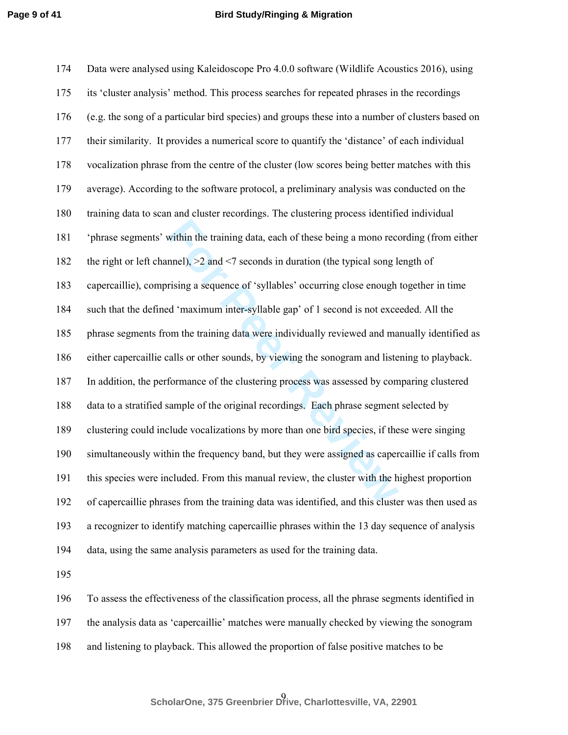Data were analysed using Kaleidoscope Pro 4.0.0 software (Wildlife Acoustics 2016), using its 'cluster analysis' method. This process searches for repeated phrases in the recordings (e.g. the song of a particular bird species) and groups these into a number of clusters based on their similarity. It provides a numerical score to quantify the 'distance' of each individual vocalization phrase from the centre of the cluster (low scores being better matches with this average). According to the software protocol, a preliminary analysis was conducted on the training data to scan and cluster recordings. The clustering process identified individual 'phrase segments' within the training data, each of these being a mono recording (from either the right or left channel), >2 and <7 seconds in duration (the typical song length of capercaillie), comprising a sequence of 'syllables' occurring close enough together in time such that the defined 'maximum inter-syllable gap' of 1 second is not exceeded. All the phrase segments from the training data were individually reviewed and manually identified as either capercaillie calls or other sounds, by viewing the sonogram and listening to playback. In addition, the performance of the clustering process was assessed by comparing clustered data to a stratified sample of the original recordings. Each phrase segment selected by clustering could include vocalizations by more than one bird species, if these were singing simultaneously within the frequency band, but they were assigned as capercaillie if calls from this species were included. From this manual review, the cluster with the highest proportion of capercaillie phrases from the training data was identified, and this cluster was then used as a recognizer to identify matching capercaillie phrases within the 13 day sequence of analysis data, using the same analysis parameters as used for the training data.

To assess the effectiveness of the classification process, all the phrase segments identified in the analysis data as 'capercaillie' matches were manually checked by viewing the sonogram and listening to playback. This allowed the proportion of false positive matches to be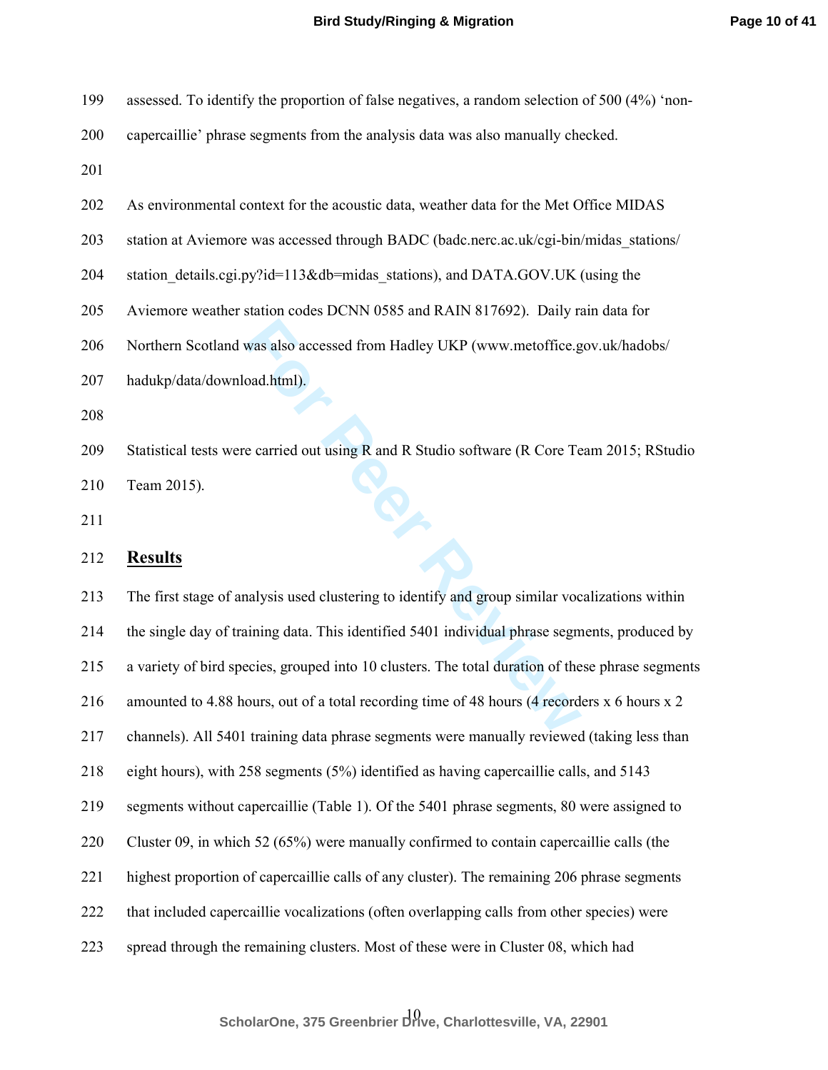assessed. To identify the proportion of false negatives, a random selection of 500 (4%) 'non-capercaillie' phrase segments from the analysis data was also manually checked.

As environmental context for the acoustic data, weather data for the Met Office MIDAS station at Aviemore was accessed through BADC (badc.nerc.ac.uk/cgi-bin/midas_stations/station_details.cgi.py?id=113&db=midas_stations), and DATA.GOV.UK (using the Aviemore weather station codes DCNN 0585 and RAIN 817692). Daily rain data for Northern Scotland was also accessed from Hadley UKP (www.metoffice.gov.uk/hadobs/hadukp/data/download.html).

Statistical tests were carried out using R and R Studio software (R Core Team 2015; RStudio Team 2015).

## Results

The first stage of analysis used clustering to identify and group similar vocalizations within the single day of training data. This identified 5401 individual phrase segments, produced by a variety of bird species, grouped into 10 clusters. The total duration of these phrase segments amounted to 4.88 hours, out of a total recording time of 48 hours (4 recorders x 6 hours x 2 channels). All 5401 training data phrase segments were manually reviewed (taking less than eight hours), with 258 segments (5%) identified as having capercaillie calls, and 5143 segments without capercaillie (Table 1). Of the 5401 phrase segments, 80 were assigned to Cluster 09, in which 52 (65%) were manually confirmed to contain capercaillie calls (the highest proportion of capercaillie calls of any cluster). The remaining 206 phrase segments that included capercaillie vocalizations (often overlapping calls from other species) were spread through the remaining clusters. Most of these were in Cluster 08, which had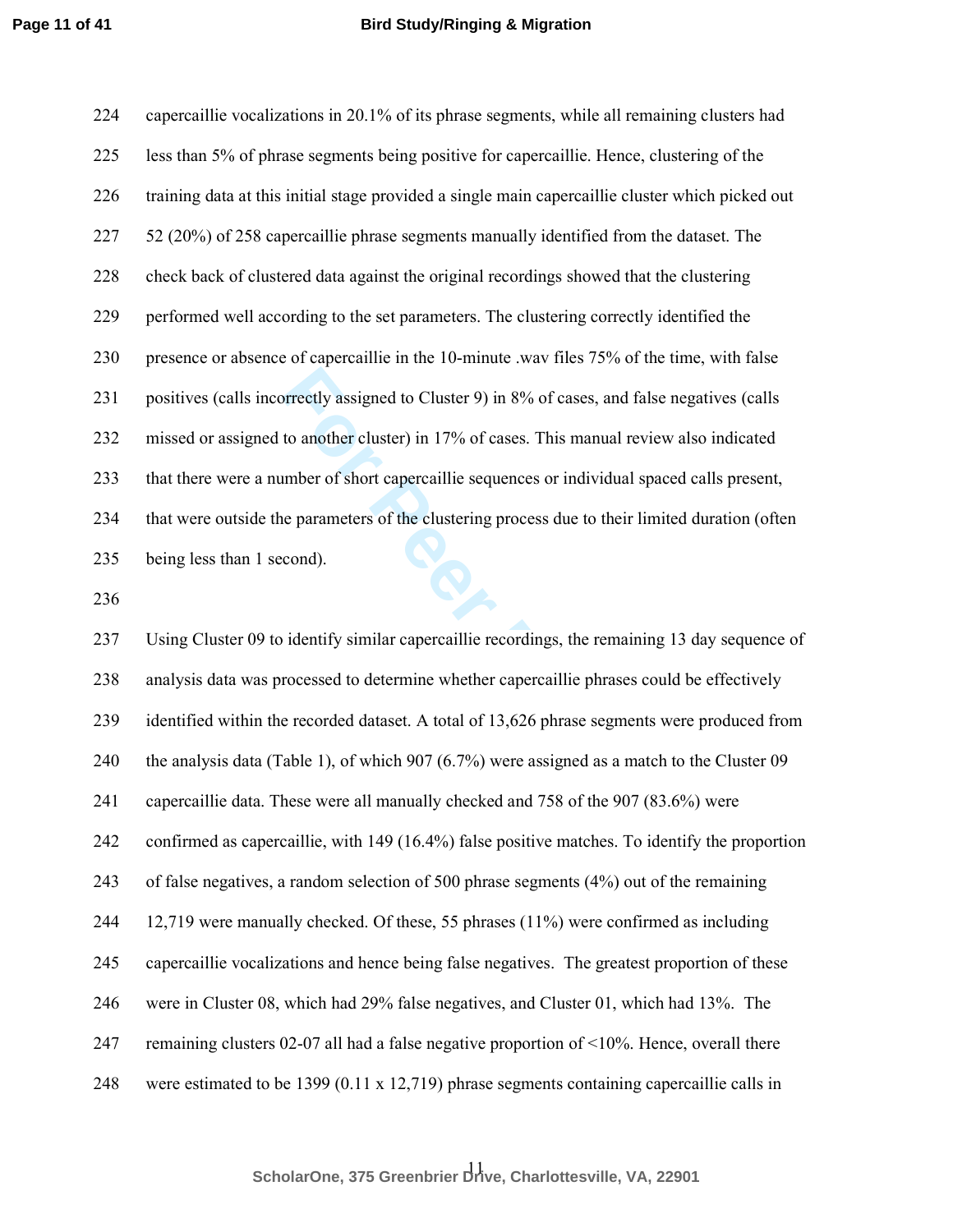capercaillie vocalizations in 20.1% of its phrase segments, while all remaining clusters had less than 5% of phrase segments being positive for capercaillie. Hence, clustering of the training data at this initial stage provided a single main capercaillie cluster which picked out 52 (20%) of 258 capercaillie phrase segments manually identified from the dataset. The check back of clustered data against the original recordings showed that the clustering performed well according to the set parameters. The clustering correctly identified the presence or absence of capercaillie in the 10-minute .wav files 75% of the time, with false positives (calls incorrectly assigned to Cluster 9) in 8% of cases, and false negatives (calls missed or assigned to another cluster) in 17% of cases. This manual review also indicated that there were a number of short capercaillie sequences or individual spaced calls present, that were outside the parameters of the clustering process due to their limited duration (often being less than 1 second).

Using Cluster 09 to identify similar capercaillie recordings, the remaining 13 day sequence of analysis data was processed to determine whether capercaillie phrases could be effectively identified within the recorded dataset. A total of 13,626 phrase segments were produced from the analysis data (Table 1), of which 907 (6.7%) were assigned as a match to the Cluster 09 capercaillie data. These were all manually checked and 758 of the 907 (83.6%) were confirmed as capercaillie, with 149 (16.4%) false positive matches. To identify the proportion of false negatives, a random selection of 500 phrase segments (4%) out of the remaining 12,719 were manually checked. Of these, 55 phrases (11%) were confirmed as including capercaillie vocalizations and hence being false negatives. The greatest proportion of these were in Cluster 08, which had 29% false negatives, and Cluster 01, which had 13%. The remaining clusters 02-07 all had a false negative proportion of <10%. Hence, overall there were estimated to be 1399 (0.11 x 12,719) phrase segments containing capercaillie calls in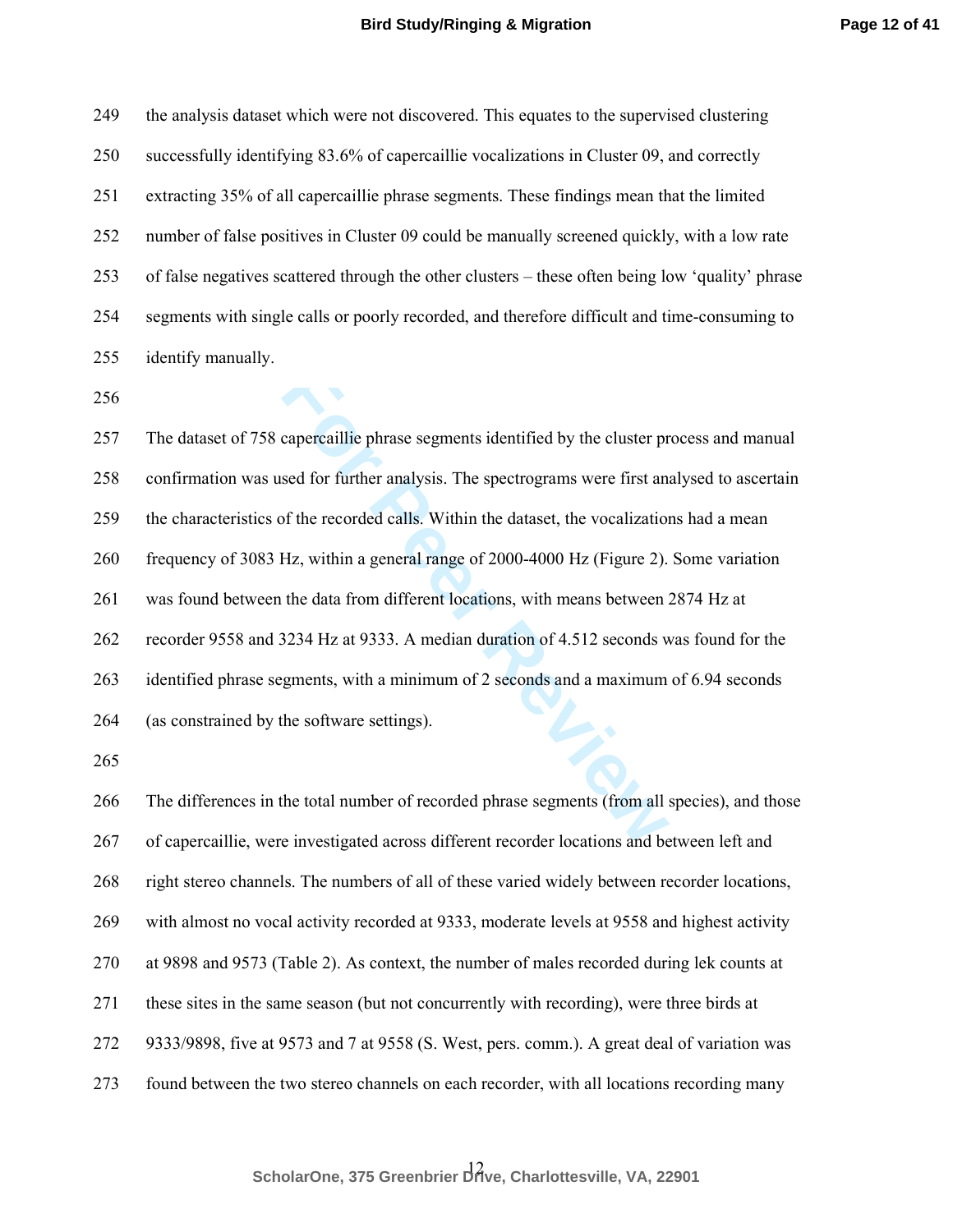the analysis dataset which were not discovered. This equates to the supervised clustering successfully identifying 83.6% of capercaillie vocalizations in Cluster 09, and correctly extracting 35% of all capercaillie phrase segments. These findings mean that the limited number of false positives in Cluster 09 could be manually screened quickly, with a low rate of false negatives scattered through the other clusters – these often being low 'quality' phrase segments with single calls or poorly recorded, and therefore difficult and time-consuming to identify manually.

The dataset of 758 capercaillie phrase segments identified by the cluster process and manual confirmation was used for further analysis. The spectrograms were first analysed to ascertain the characteristics of the recorded calls. Within the dataset, the vocalizations had a mean frequency of 3083 Hz, within a general range of 2000-4000 Hz (Figure 2). Some variation was found between the data from different locations, with means between 2874 Hz at recorder 9558 and 3234 Hz at 9333. A median duration of 4.512 seconds was found for the identified phrase segments, with a minimum of 2 seconds and a maximum of 6.94 seconds (as constrained by the software settings).

The differences in the total number of recorded phrase segments (from all species), and those of capercaillie, were investigated across different recorder locations and between left and right stereo channels. The numbers of all of these varied widely between recorder locations, with almost no vocal activity recorded at 9333, moderate levels at 9558 and highest activity at 9898 and 9573 (Table 2). As context, the number of males recorded during lek counts at these sites in the same season (but not concurrently with recording), were three birds at 9333/9898, five at 9573 and 7 at 9558 (S. West, pers. comm.). A great deal of variation was found between the two stereo channels on each recorder, with all locations recording many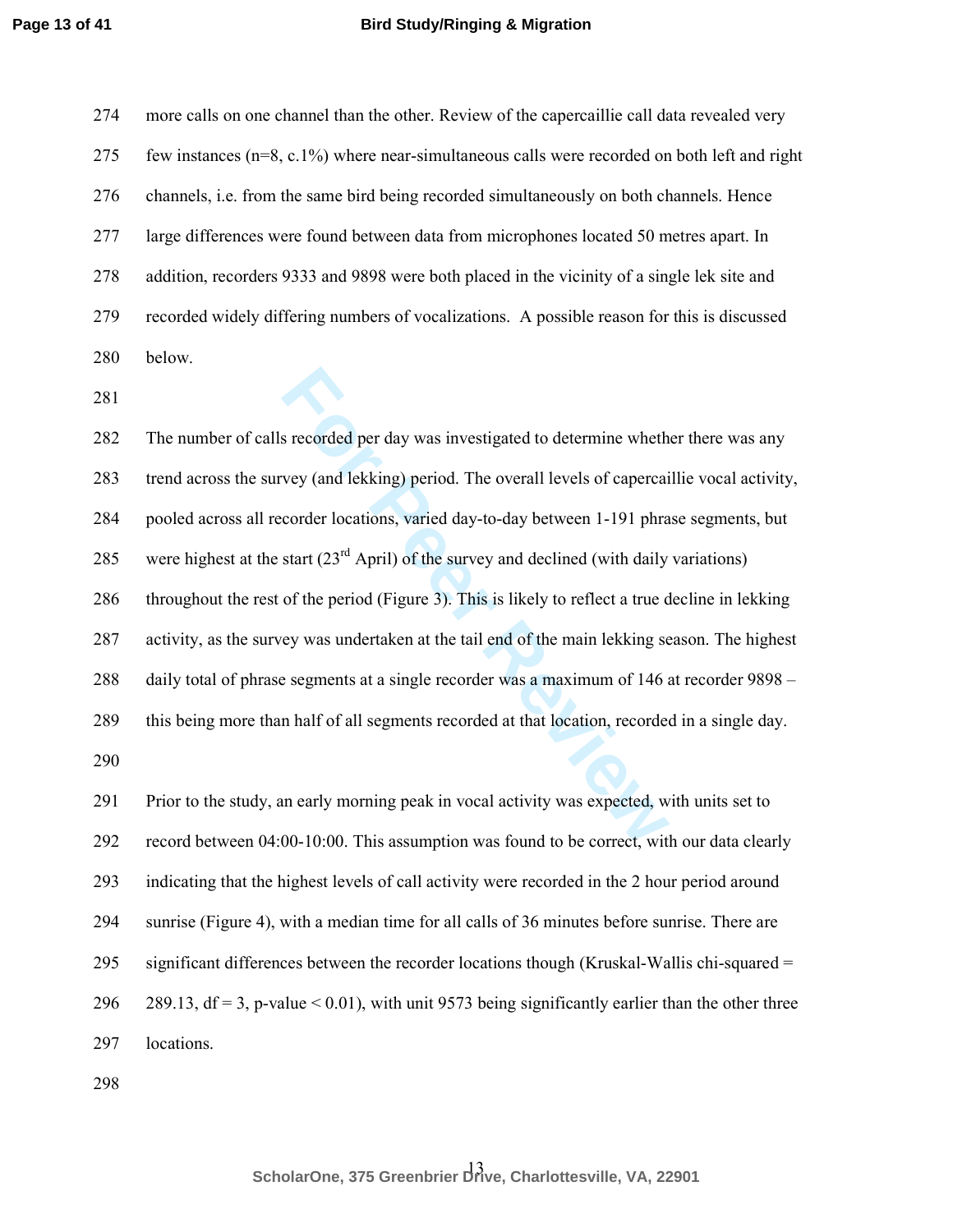more calls on one channel than the other. Review of the capercaillie call data revealed very few instances (n=8, c.1%) where near-simultaneous calls were recorded on both left and right channels, i.e. from the same bird being recorded simultaneously on both channels. Hence large differences were found between data from microphones located 50 metres apart. In addition, recorders 9333 and 9898 were both placed in the vicinity of a single lek site and recorded widely differing numbers of vocalizations. A possible reason for this is discussed below.

The number of calls recorded per day was investigated to determine whether there was any trend across the survey (and lekking) period. The overall levels of capercaillie vocal activity, pooled across all recorder locations, varied day-to-day between 1-191 phrase segments, but were highest at the start (23rd April) of the survey and declined (with daily variations) throughout the rest of the period (Figure 3). This is likely to reflect a true decline in lekking activity, as the survey was undertaken at the tail end of the main lekking season. The highest daily total of phrase segments at a single recorder was a maximum of 146 at recorder 9898 – this being more than half of all segments recorded at that location, recorded in a single day.

Prior to the study, an early morning peak in vocal activity was expected, with units set to record between 04:00-10:00. This assumption was found to be correct, with our data clearly indicating that the highest levels of call activity were recorded in the 2 hour period around sunrise (Figure 4), with a median time for all calls of 36 minutes before sunrise. There are significant differences between the recorder locations though (Kruskal-Wallis chi-squared = 289.13, df = 3, p-value < 0.01), with unit 9573 being significantly earlier than the other three locations.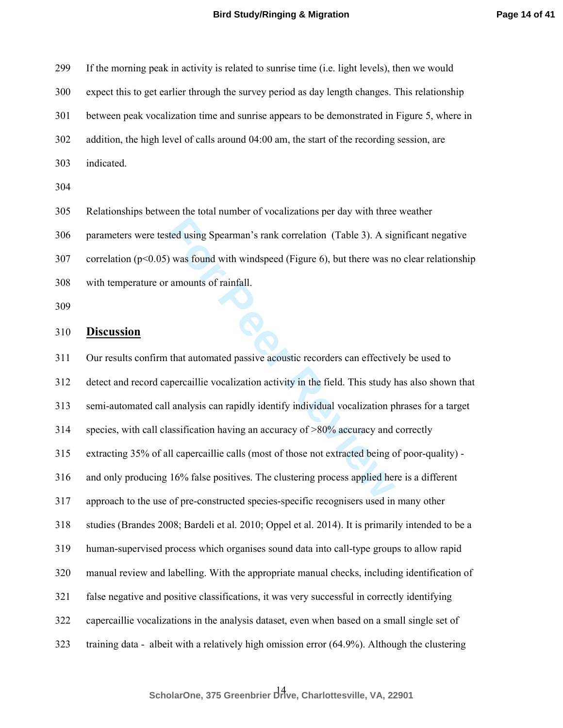If the morning peak in activity is related to sunrise time (i.e. light levels), then we would expect this to get earlier through the survey period as day length changes. This relationship between peak vocalization time and sunrise appears to be demonstrated in Figure 5, where in addition, the high level of calls around 04:00 am, the start of the recording session, are indicated.

Relationships between the total number of vocalizations per day with three weather parameters were tested using Spearman's rank correlation (Table 3). A significant negative correlation ($p<0.05$) was found with windspeed (Figure 6), but there was no clear relationship with temperature or amounts of rainfall.

## Discussion

Our results confirm that automated passive acoustic recorders can effectively be used to detect and record capercaillie vocalization activity in the field. This study has also shown that semi-automated call analysis can rapidly identify individual vocalization phrases for a target species, with call classification having an accuracy of >80% accuracy and correctly extracting 35% of all capercaillie calls (most of those not extracted being of poor-quality) - and only producing 16% false positives. The clustering process applied here is a different approach to the use of pre-constructed species-specific recognisers used in many other studies (Brandes 2008; Bardeli et al. 2010; Oppel et al. 2014). It is primarily intended to be a human-supervised process which organises sound data into call-type groups to allow rapid manual review and labelling. With the appropriate manual checks, including identification of false negative and positive classifications, it was very successful in correctly identifying capercaillie vocalizations in the analysis dataset, even when based on a small single set of training data - albeit with a relatively high omission error (64.9%). Although the clustering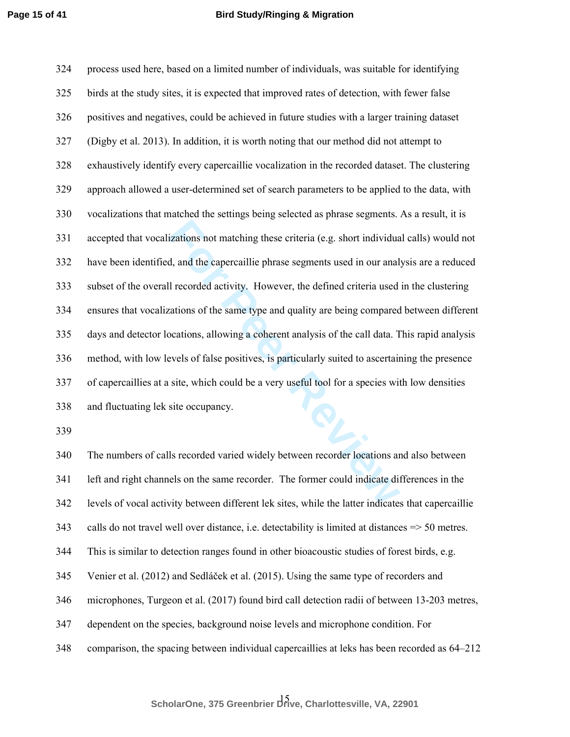process used here, based on a limited number of individuals, was suitable for identifying birds at the study sites, it is expected that improved rates of detection, with fewer false positives and negatives, could be achieved in future studies with a larger training dataset (Digby et al. 2013). In addition, it is worth noting that our method did not attempt to exhaustively identify every capercaillie vocalization in the recorded dataset. The clustering approach allowed a user-determined set of search parameters to be applied to the data, with vocalizations that matched the settings being selected as phrase segments. As a result, it is accepted that vocalizations not matching these criteria (e.g. short individual calls) would not have been identified, and the capercaillie phrase segments used in our analysis are a reduced subset of the overall recorded activity. However, the defined criteria used in the clustering ensures that vocalizations of the same type and quality are being compared between different days and detector locations, allowing a coherent analysis of the call data. This rapid analysis method, with low levels of false positives, is particularly suited to ascertaining the presence of capercaillies at a site, which could be a very useful tool for a species with low densities and fluctuating lek site occupancy.

The numbers of calls recorded varied widely between recorder locations and also between left and right channels on the same recorder. The former could indicate differences in the levels of vocal activity between different lek sites, while the latter indicates that capercaillie calls do not travel well over distance, i.e. detectability is limited at distances => 50 metres. This is similar to detection ranges found in other bioacoustic studies of forest birds, e.g. Venier et al. (2012) and Sedláček et al. (2015). Using the same type of recorders and microphones, Turgeon et al. (2017) found bird call detection radii of between 13-203 metres, dependent on the species, background noise levels and microphone condition. For comparison, the spacing between individual capercaillies at leks has been recorded as 64–212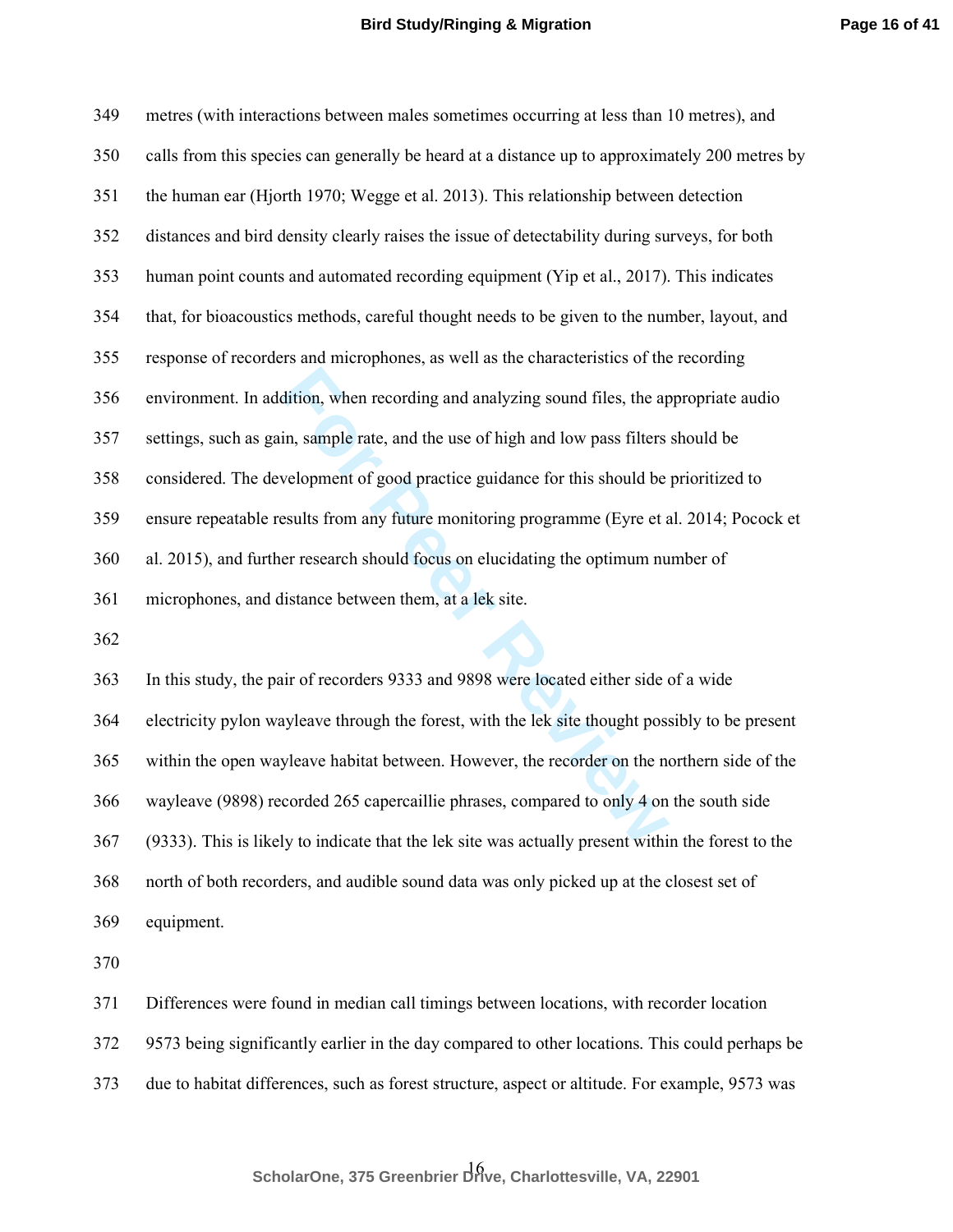metres (with interactions between males sometimes occurring at less than 10 metres), and calls from this species can generally be heard at a distance up to approximately 200 metres by the human ear (Hjorth 1970; Wegge et al. 2013). This relationship between detection distances and bird density clearly raises the issue of detectability during surveys, for both human point counts and automated recording equipment (Yip et al., 2017). This indicates that, for bioacoustics methods, careful thought needs to be given to the number, layout, and response of recorders and microphones, as well as the characteristics of the recording environment. In addition, when recording and analyzing sound files, the appropriate audio settings, such as gain, sample rate, and the use of high and low pass filters should be considered. The development of good practice guidance for this should be prioritized to ensure repeatable results from any future monitoring programme (Eyre et al. 2014; Pocock et al. 2015), and further research should focus on elucidating the optimum number of microphones, and distance between them, at a lek site.

In this study, the pair of recorders 9333 and 9898 were located either side of a wide electricity pylon wayleave through the forest, with the lek site thought possibly to be present within the open wayleave habitat between. However, the recorder on the northern side of the wayleave (9898) recorded 265 capercaillie phrases, compared to only 4 on the south side (9333). This is likely to indicate that the lek site was actually present within the forest to the north of both recorders, and audible sound data was only picked up at the closest set of equipment.

Differences were found in median call timings between locations, with recorder location 9573 being significantly earlier in the day compared to other locations. This could perhaps be due to habitat differences, such as forest structure, aspect or altitude. For example, 9573 was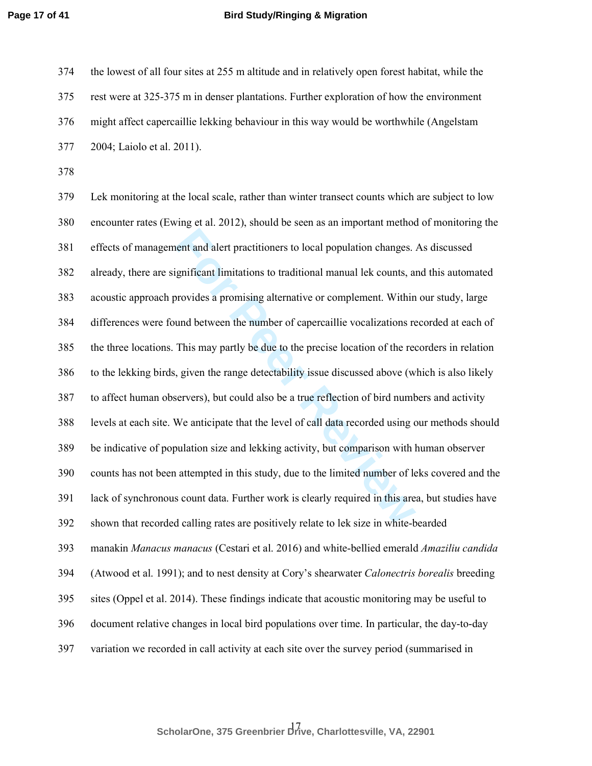the lowest of all four sites at 255 m altitude and in relatively open forest habitat, while the rest were at 325-375 m in denser plantations. Further exploration of how the environment might affect capercaillie lekking behaviour in this way would be worthwhile (Angelstam 2004; Laiolo et al. 2011).

Lek monitoring at the local scale, rather than winter transect counts which are subject to low encounter rates (Ewing et al. 2012), should be seen as an important method of monitoring the effects of management and alert practitioners to local population changes. As discussed already, there are significant limitations to traditional manual lek counts, and this automated acoustic approach provides a promising alternative or complement. Within our study, large differences were found between the number of capercaillie vocalizations recorded at each of the three locations. This may partly be due to the precise location of the recorders in relation to the lekking birds, given the range detectability issue discussed above (which is also likely to affect human observers), but could also be a true reflection of bird numbers and activity levels at each site. We anticipate that the level of call data recorded using our methods should be indicative of population size and lekking activity, but comparison with human observer counts has not been attempted in this study, due to the limited number of leks covered and the lack of synchronous count data. Further work is clearly required in this area, but studies have shown that recorded calling rates are positively relate to lek size in white-bearded manakin *Manacus manacus* (Cestari et al. 2016) and white-bellied emerald *Amaziliu candida* (Atwood et al. 1991); and to nest density at Cory's shearwater *Calonectris borealis* breeding sites (Oppel et al. 2014). These findings indicate that acoustic monitoring may be useful to document relative changes in local bird populations over time. In particular, the day-to-day variation we recorded in call activity at each site over the survey period (summarised in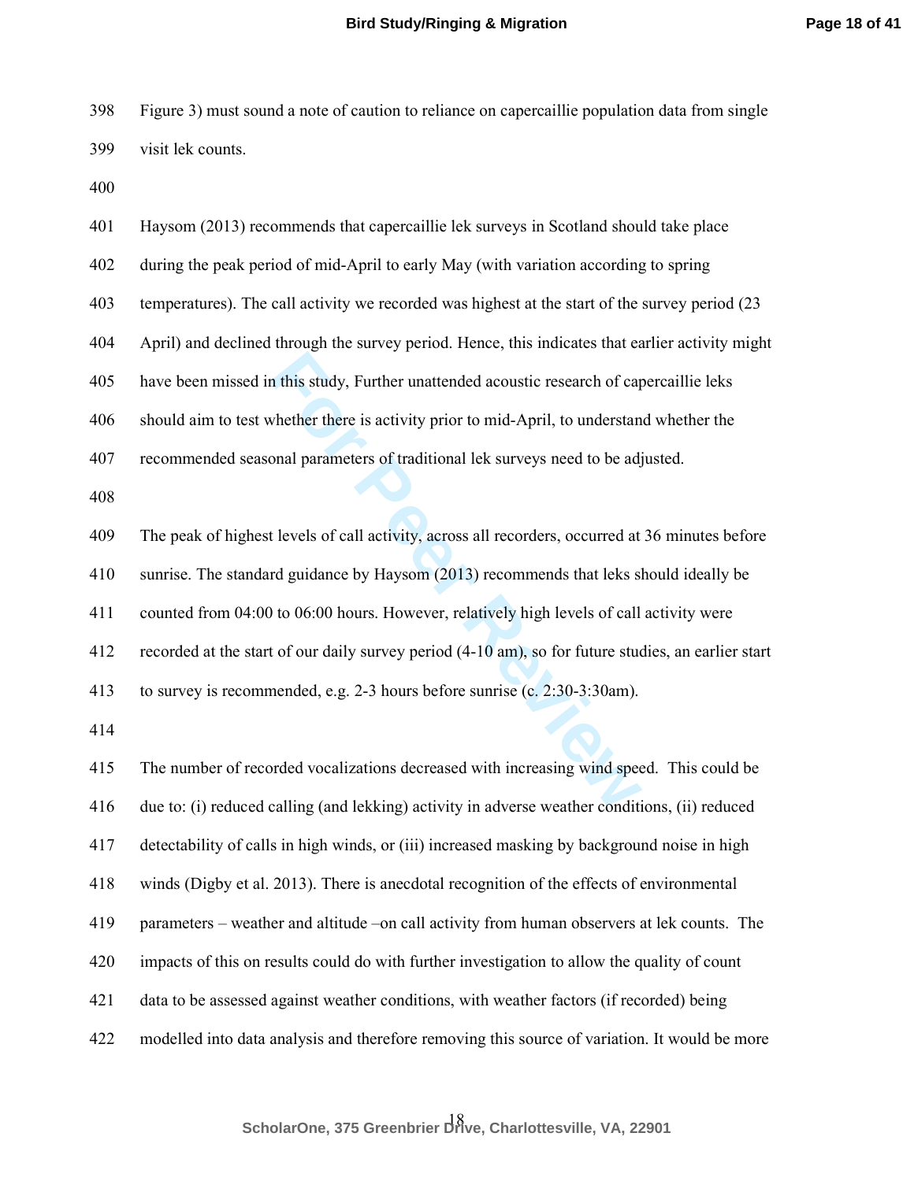Figure 3) must sound a note of caution to reliance on capercaillie population data from single visit lek counts.

Haysom (2013) recommends that capercaillie lek surveys in Scotland should take place during the peak period of mid-April to early May (with variation according to spring temperatures). The call activity we recorded was highest at the start of the survey period (23 April) and declined through the survey period. Hence, this indicates that earlier activity might have been missed in this study, Further unattended acoustic research of capercaillie leks should aim to test whether there is activity prior to mid-April, to understand whether the recommended seasonal parameters of traditional lek surveys need to be adjusted.

The peak of highest levels of call activity, across all recorders, occurred at 36 minutes before sunrise. The standard guidance by Haysom (2013) recommends that leks should ideally be counted from 04:00 to 06:00 hours. However, relatively high levels of call activity were recorded at the start of our daily survey period (4-10 am), so for future studies, an earlier start to survey is recommended, e.g. 2-3 hours before sunrise (c. 2:30-3:30am).

The number of recorded vocalizations decreased with increasing wind speed. This could be due to: (i) reduced calling (and lekking) activity in adverse weather conditions, (ii) reduced detectability of calls in high winds, or (iii) increased masking by background noise in high winds (Digby et al. 2013). There is anecdotal recognition of the effects of environmental parameters – weather and altitude –on call activity from human observers at lek counts. The impacts of this on results could do with further investigation to allow the quality of count data to be assessed against weather conditions, with weather factors (if recorded) being modelled into data analysis and therefore removing this source of variation. It would be more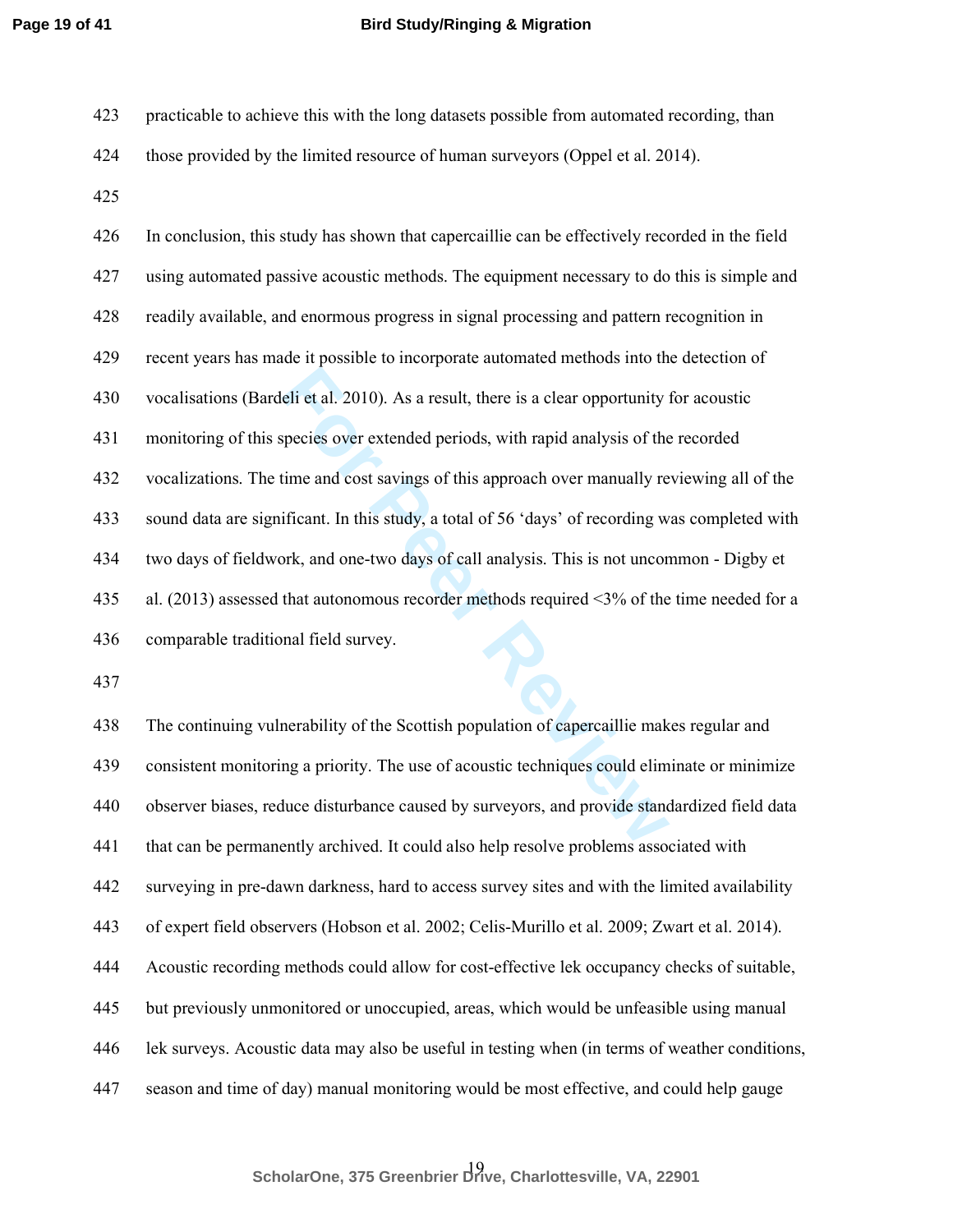practicable to achieve this with the long datasets possible from automated recording, than those provided by the limited resource of human surveyors (Oppel et al. 2014).

In conclusion, this study has shown that capercaillie can be effectively recorded in the field using automated passive acoustic methods. The equipment necessary to do this is simple and readily available, and enormous progress in signal processing and pattern recognition in recent years has made it possible to incorporate automated methods into the detection of vocalisations (Bardeli et al. 2010). As a result, there is a clear opportunity for acoustic monitoring of this species over extended periods, with rapid analysis of the recorded vocalizations. The time and cost savings of this approach over manually reviewing all of the sound data are significant. In this study, a total of 56 'days' of recording was completed with two days of fieldwork, and one-two days of call analysis. This is not uncommon - Digby et al. (2013) assessed that autonomous recorder methods required <3% of the time needed for a comparable traditional field survey.

The continuing vulnerability of the Scottish population of capercaillie makes regular and consistent monitoring a priority. The use of acoustic techniques could eliminate or minimize observer biases, reduce disturbance caused by surveyors, and provide standardized field data that can be permanently archived. It could also help resolve problems associated with surveying in pre-dawn darkness, hard to access survey sites and with the limited availability of expert field observers (Hobson et al. 2002; Celis-Murillo et al. 2009; Zwart et al. 2014). Acoustic recording methods could allow for cost-effective lek occupancy checks of suitable, but previously unmonitored or unoccupied, areas, which would be unfeasible using manual lek surveys. Acoustic data may also be useful in testing when (in terms of weather conditions, season and time of day) manual monitoring would be most effective, and could help gauge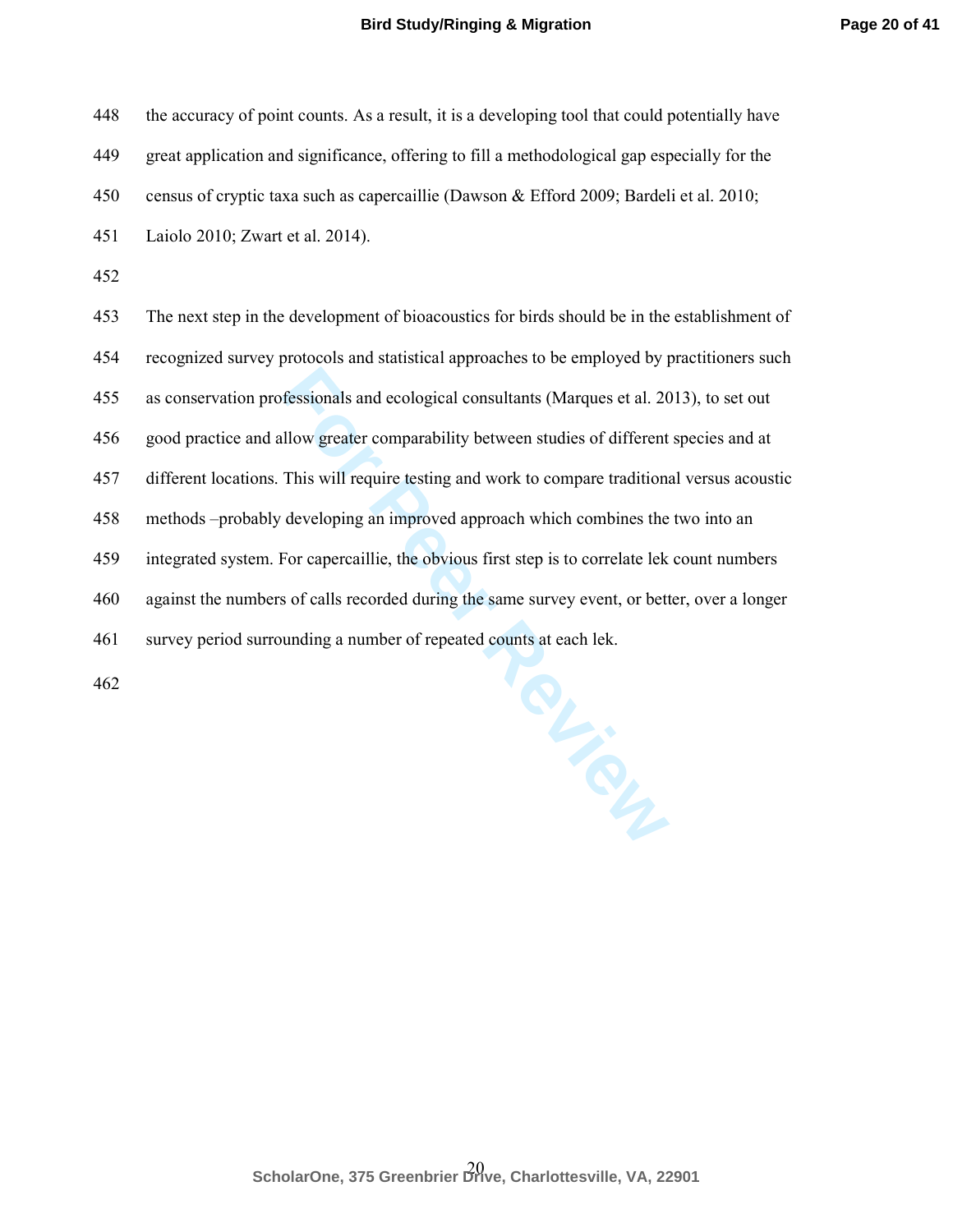the accuracy of point counts. As a result, it is a developing tool that could potentially have great application and significance, offering to fill a methodological gap especially for the census of cryptic taxa such as capercaillie (Dawson & Efford 2009; Bardeli et al. 2010; Laiolo 2010; Zwart et al. 2014).

The next step in the development of bioacoustics for birds should be in the establishment of recognized survey protocols and statistical approaches to be employed by practitioners such as conservation professionals and ecological consultants (Marques et al. 2013), to set out good practice and allow greater comparability between studies of different species and at different locations. This will require testing and work to compare traditional versus acoustic methods –probably developing an improved approach which combines the two into an integrated system. For capercaillie, the obvious first step is to correlate lek count numbers against the numbers of calls recorded during the same survey event, or better, over a longer survey period surrounding a number of repeated counts at each lek.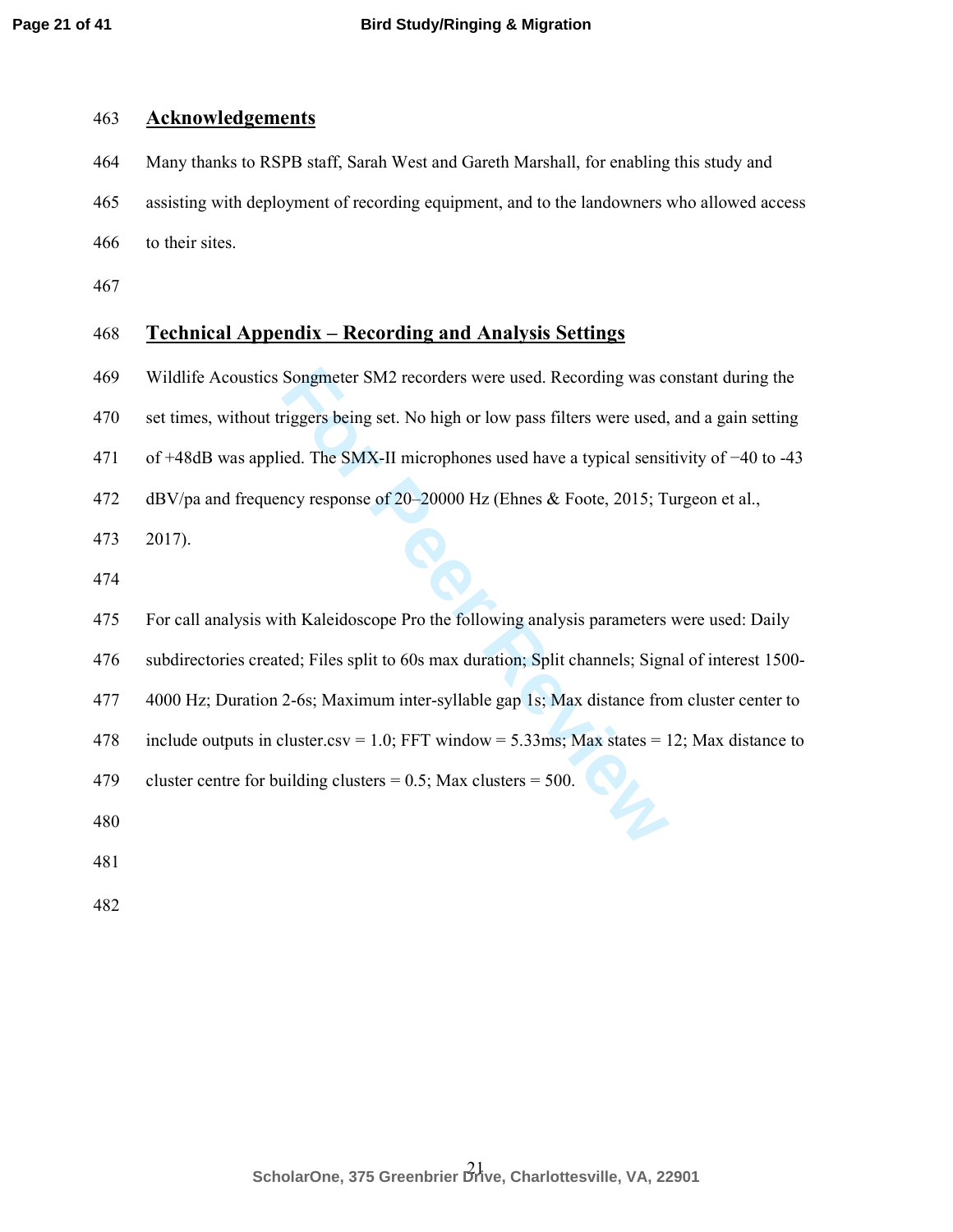## Acknowledgements

Many thanks to RSPB staff, Sarah West and Gareth Marshall, for enabling this study and assisting with deployment of recording equipment, and to the landowners who allowed access to their sites.

## Technical Appendix – Recording and Analysis Settings

Wildlife Acoustics Songmeter SM2 recorders were used. Recording was constant during the set times, without triggers being set. No high or low pass filters were used, and a gain setting of +48dB was applied. The SMX-II microphones used have a typical sensitivity of −40 to -43 dBV/pa and frequency response of 20–20000 Hz (Ehnes & Foote, 2015; Turgeon et al., 2017).

For call analysis with Kaleidoscope Pro the following analysis parameters were used: Daily subdirectories created; Files split to 60s max duration; Split channels; Signal of interest 1500-4000 Hz; Duration 2-6s; Maximum inter-syllable gap 1s; Max distance from cluster center to include outputs in cluster.csv = 1.0; FFT window = 5.33ms; Max states = 12; Max distance to cluster centre for building clusters = 0.5; Max clusters = 500.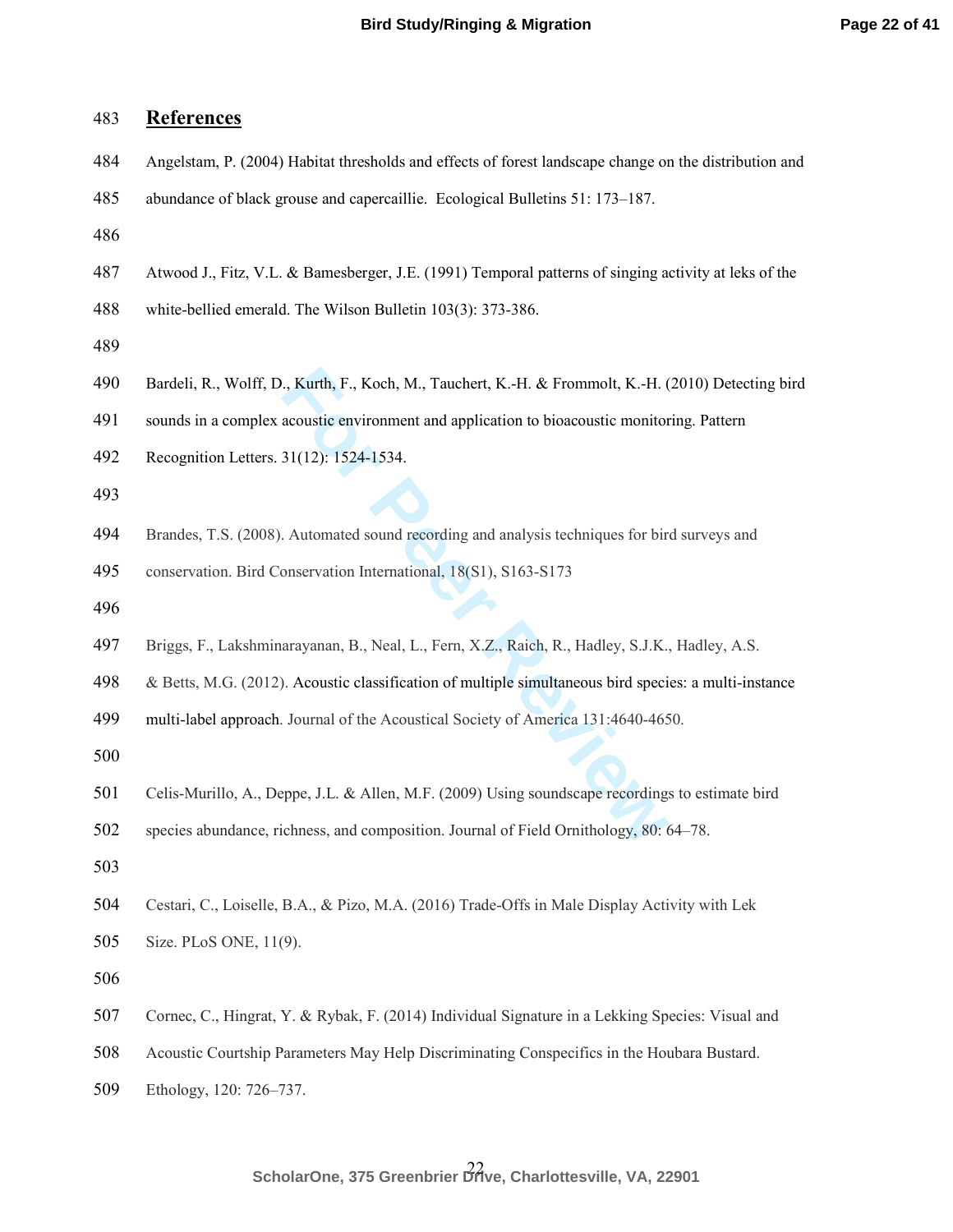## References

Angelstam, P. (2004) Habitat thresholds and effects of forest landscape change on the distribution and abundance of black grouse and capercaillie. Ecological Bulletins 51: 173–187.

Atwood J., Fitz, V.L. & Bamesberger, J.E. (1991) Temporal patterns of singing activity at leks of the white-bellied emerald. The Wilson Bulletin 103(3): 373-386.

Bardeli, R., Wolff, D., Kurth, F., Koch, M., Tauchert, K.-H. & Frommolt, K.-H. (2010) Detecting bird sounds in a complex acoustic environment and application to bioacoustic monitoring. Pattern Recognition Letters. 31(12): 1524-1534.

Brandes, T.S. (2008). Automated sound recording and analysis techniques for bird surveys and conservation. Bird Conservation International, 18(S1), S163-S173

Briggs, F., Lakshminarayanan, B., Neal, L., Fern, X.Z., Raich, R., Hadley, S.J.K., Hadley, A.S. & Betts, M.G. (2012). Acoustic classification of multiple simultaneous bird species: a multi-instance multi-label approach. Journal of the Acoustical Society of America 131:4640-4650.

Celis-Murillo, A., Deppe, J.L. & Allen, M.F. (2009) Using soundscape recordings to estimate bird species abundance, richness, and composition. Journal of Field Ornithology, 80: 64–78.

Cestari, C., Loiselle, B.A., & Pizo, M.A. (2016) Trade-Offs in Male Display Activity with Lek Size. PLoS ONE, 11(9).

Cornec, C., Hingrat, Y. & Rybak, F. (2014) Individual Signature in a Lekking Species: Visual and Acoustic Courtship Parameters May Help Discriminating Conspecifics in the Houbara Bustard. Ethology, 120: 726–737.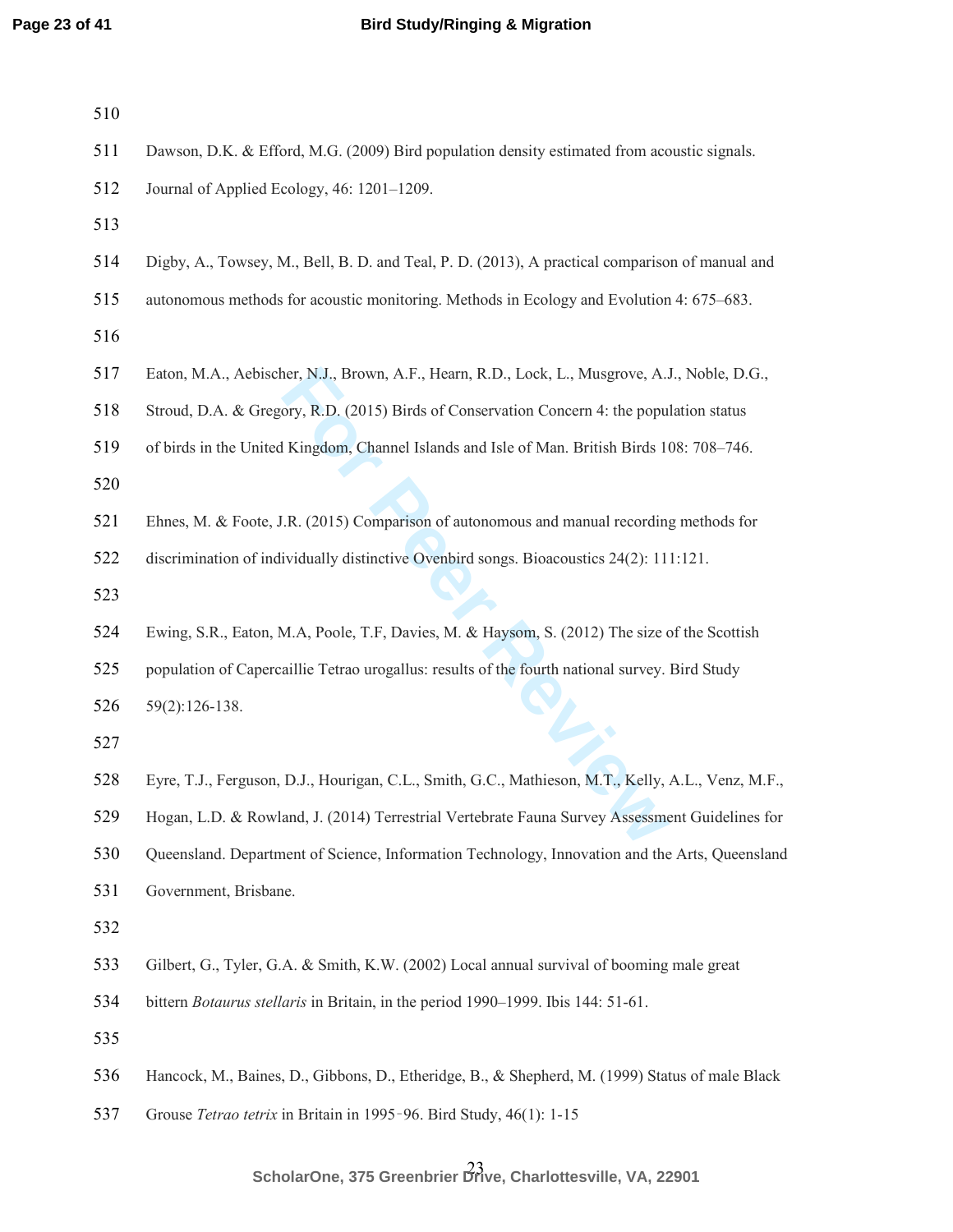Dawson, D.K. & Efford, M.G. (2009) Bird population density estimated from acoustic signals. Journal of Applied Ecology, 46: 1201–1209.

Digby, A., Towsey, M., Bell, B. D. and Teal, P. D. (2013), A practical comparison of manual and autonomous methods for acoustic monitoring. Methods in Ecology and Evolution 4: 675–683.

Eaton, M.A., Aebischer, N.J., Brown, A.F., Hearn, R.D., Lock, L., Musgrove, A.J., Noble, D.G., Stroud, D.A. & Gregory, R.D. (2015) Birds of Conservation Concern 4: the population status of birds in the United Kingdom, Channel Islands and Isle of Man. British Birds 108: 708–746.

Ehnes, M. & Foote, J.R. (2015) Comparison of autonomous and manual recording methods for discrimination of individually distinctive Ovenbird songs. Bioacoustics 24(2): 111:121.

Ewing, S.R., Eaton, M.A, Poole, T.F, Davies, M. & Haysom, S. (2012) The size of the Scottish population of Capercaillie Tetrao urogallus: results of the fourth national survey. Bird Study 59(2):126-138.

Eyre, T.J., Ferguson, D.J., Hourigan, C.L., Smith, G.C., Mathieson, M.T., Kelly, A.L., Venz, M.F., Hogan, L.D. & Rowland, J. (2014) Terrestrial Vertebrate Fauna Survey Assessment Guidelines for Queensland. Department of Science, Information Technology, Innovation and the Arts, Queensland Government, Brisbane.

Gilbert, G., Tyler, G.A. & Smith, K.W. (2002) Local annual survival of booming male great bittern *Botaurus stellaris* in Britain, in the period 1990–1999. Ibis 144: 51-61.

Hancock, M., Baines, D., Gibbons, D., Etheridge, B., & Shepherd, M. (1999) Status of male Black Grouse *Tetrao tetrix* in Britain in 1995‐96. Bird Study, 46(1): 1-15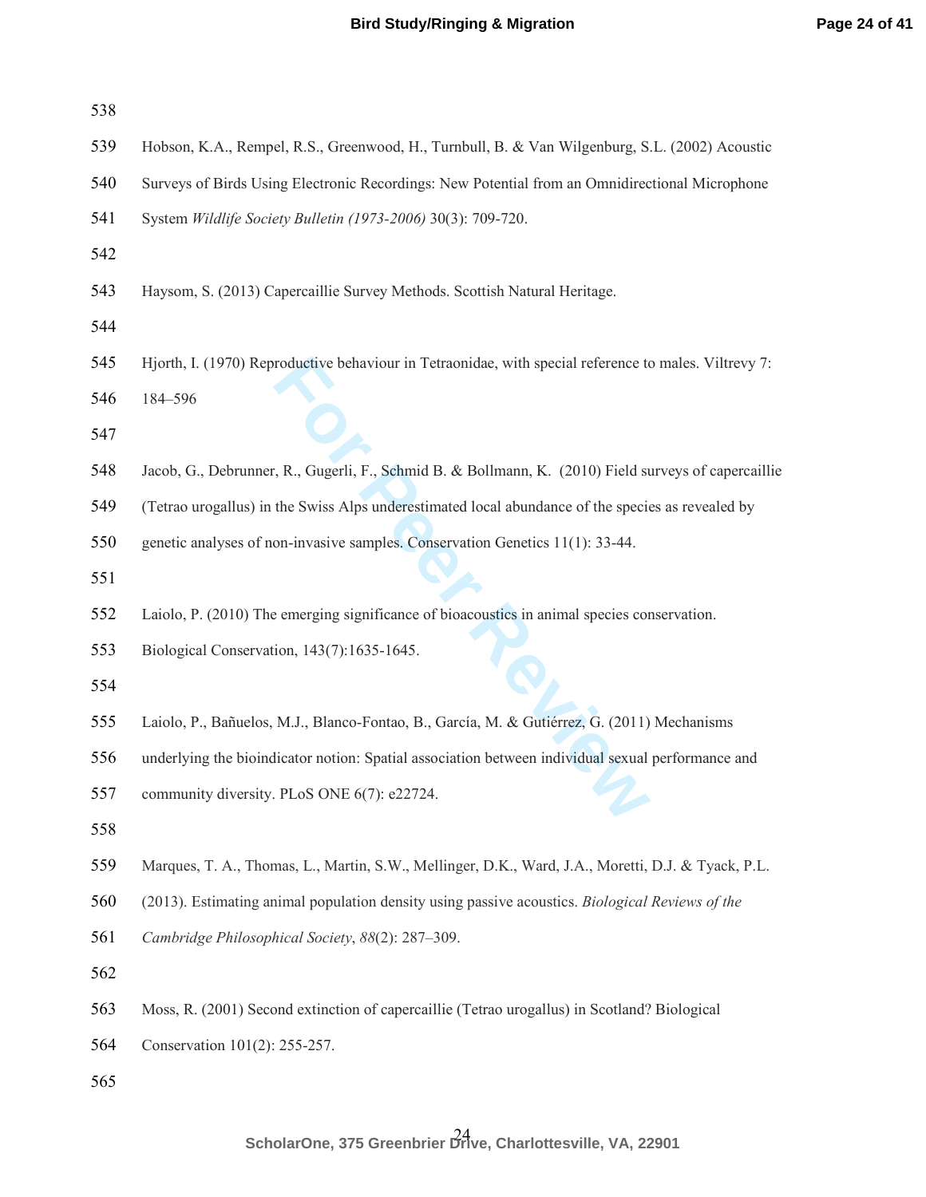Hobson, K.A., Rempel, R.S., Greenwood, H., Turnbull, B. & Van Wilgenburg, S.L. (2002) Acoustic Surveys of Birds Using Electronic Recordings: New Potential from an Omnidirectional Microphone System *Wildlife Society Bulletin (1973-2006)* 30(3): 709-720.

Haysom, S. (2013) Capercaillie Survey Methods. Scottish Natural Heritage.

Hjorth, I. (1970) Reproductive behaviour in Tetraonidae, with special reference to males. Viltrevy 7: 184–596

Jacob, G., Debrunner, R., Gugerli, F., Schmid B. & Bollmann, K. (2010) Field surveys of capercaillie (Tetrao urogallus) in the Swiss Alps underestimated local abundance of the species as revealed by genetic analyses of non-invasive samples. Conservation Genetics 11(1): 33-44.

Laiolo, P. (2010) The emerging significance of bioacoustics in animal species conservation. Biological Conservation, 143(7):1635-1645.

Laiolo, P., Bañuelos, M.J., Blanco-Fontao, B., García, M. & Gutiérrez, G. (2011) Mechanisms underlying the bioindicator notion: Spatial association between individual sexual performance and community diversity. PLoS ONE 6(7): e22724.

Marques, T. A., Thomas, L., Martin, S.W., Mellinger, D.K., Ward, J.A., Moretti, D.J. & Tyack, P.L. (2013). Estimating animal population density using passive acoustics. *Biological Reviews of the Cambridge Philosophical Society*, *88*(2): 287–309.

Moss, R. (2001) Second extinction of capercaillie (Tetrao urogallus) in Scotland? Biological Conservation 101(2): 255-257.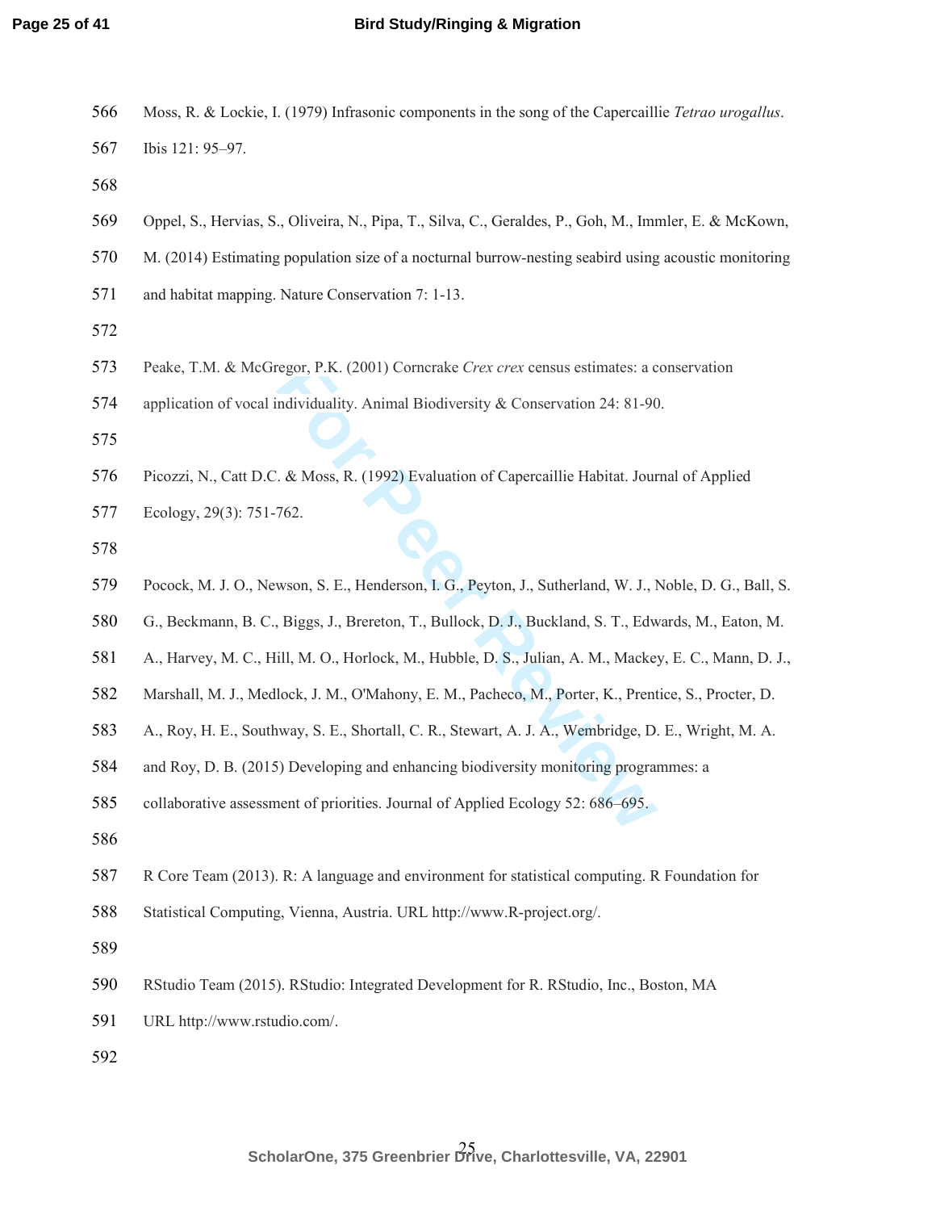Moss, R. & Lockie, I. (1979) Infrasonic components in the song of the Capercaillie *Tetrao urogallus*. Ibis 121: 95–97.

Oppel, S., Hervias, S., Oliveira, N., Pipa, T., Silva, C., Geraldes, P., Goh, M., Immler, E. & McKown, M. (2014) Estimating population size of a nocturnal burrow-nesting seabird using acoustic monitoring and habitat mapping. Nature Conservation 7: 1-13.

Peake, T.M. & McGregor, P.K. (2001) Corncrake *Crex crex* census estimates: a conservation application of vocal individuality. Animal Biodiversity & Conservation 24: 81-90.

Picozzi, N., Catt D.C. & Moss, R. (1992) Evaluation of Capercaillie Habitat. Journal of Applied Ecology, 29(3): 751-762.

Pocock, M. J. O., Newson, S. E., Henderson, I. G., Peyton, J., Sutherland, W. J., Noble, D. G., Ball, S. G., Beckmann, B. C., Biggs, J., Brereton, T., Bullock, D. J., Buckland, S. T., Edwards, M., Eaton, M. A., Harvey, M. C., Hill, M. O., Horlock, M., Hubble, D. S., Julian, A. M., Mackey, E. C., Mann, D. J., Marshall, M. J., Medlock, J. M., O'Mahony, E. M., Pacheco, M., Porter, K., Prentice, S., Procter, D. A., Roy, H. E., Southway, S. E., Shortall, C. R., Stewart, A. J. A., Wembridge, D. E., Wright, M. A. and Roy, D. B. (2015) Developing and enhancing biodiversity monitoring programmes: a collaborative assessment of priorities. Journal of Applied Ecology 52: 686–695.

R Core Team (2013). R: A language and environment for statistical computing. R Foundation for Statistical Computing, Vienna, Austria. URL http://www.R-project.org/.

RStudio Team (2015). RStudio: Integrated Development for R. RStudio, Inc., Boston, MA URL http://www.rstudio.com/.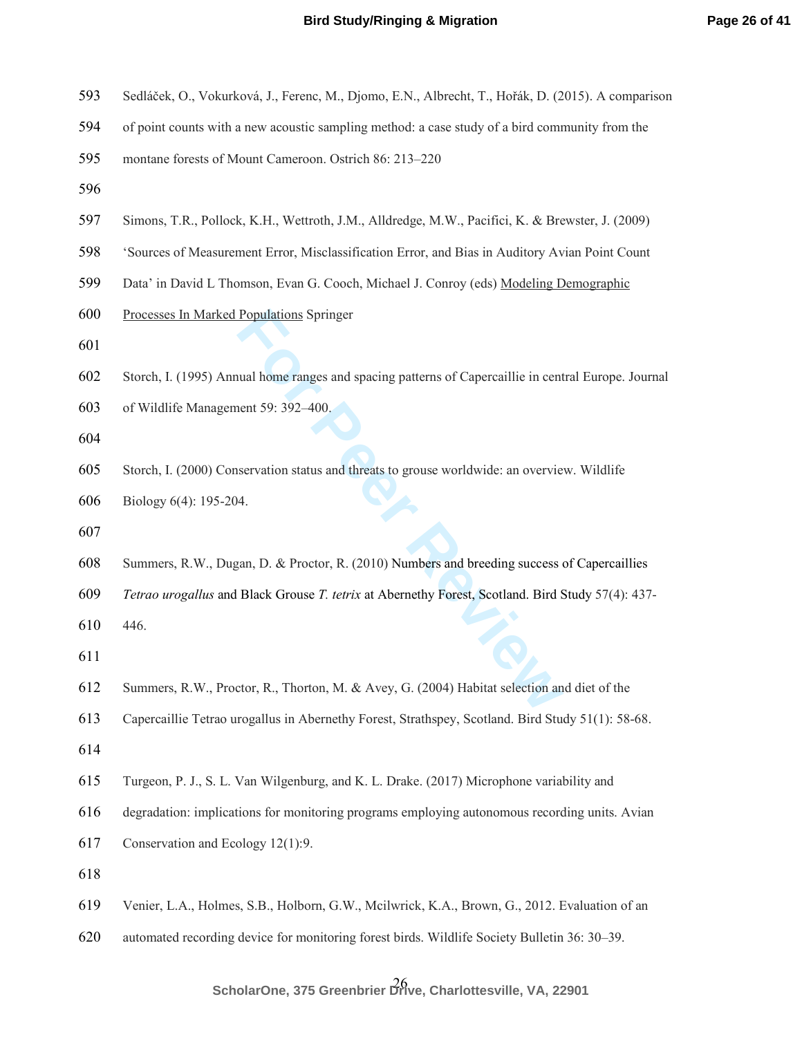Sedláček, O., Vokurková, J., Ferenc, M., Djomo, E.N., Albrecht, T., Hořák, D. (2015). A comparison of point counts with a new acoustic sampling method: a case study of a bird community from the montane forests of Mount Cameroon. Ostrich 86: 213–220

Simons, T.R., Pollock, K.H., Wettroth, J.M., Alldredge, M.W., Pacifici, K. & Brewster, J. (2009) 'Sources of Measurement Error, Misclassification Error, and Bias in Auditory Avian Point Count Data' in David L Thomson, Evan G. Cooch, Michael J. Conroy (eds) Modeling Demographic Processes In Marked Populations Springer

Storch, I. (1995) Annual home ranges and spacing patterns of Capercaillie in central Europe. Journal of Wildlife Management 59: 392–400.

Storch, I. (2000) Conservation status and threats to grouse worldwide: an overview. Wildlife Biology 6(4): 195-204.

Summers, R.W., Dugan, D. & Proctor, R. (2010) Numbers and breeding success of Capercaillies *Tetrao urogallus* and Black Grouse *T. tetrix* at Abernethy Forest, Scotland. Bird Study 57(4): 437-446.

Summers, R.W., Proctor, R., Thorton, M. & Avey, G. (2004) Habitat selection and diet of the Capercaillie Tetrao urogallus in Abernethy Forest, Strathspey, Scotland. Bird Study 51(1): 58-68.

Turgeon, P. J., S. L. Van Wilgenburg, and K. L. Drake. (2017) Microphone variability and degradation: implications for monitoring programs employing autonomous recording units. Avian Conservation and Ecology 12(1):9.

Venier, L.A., Holmes, S.B., Holborn, G.W., Mcilwrick, K.A., Brown, G., 2012. Evaluation of an automated recording device for monitoring forest birds. Wildlife Society Bulletin 36: 30–39.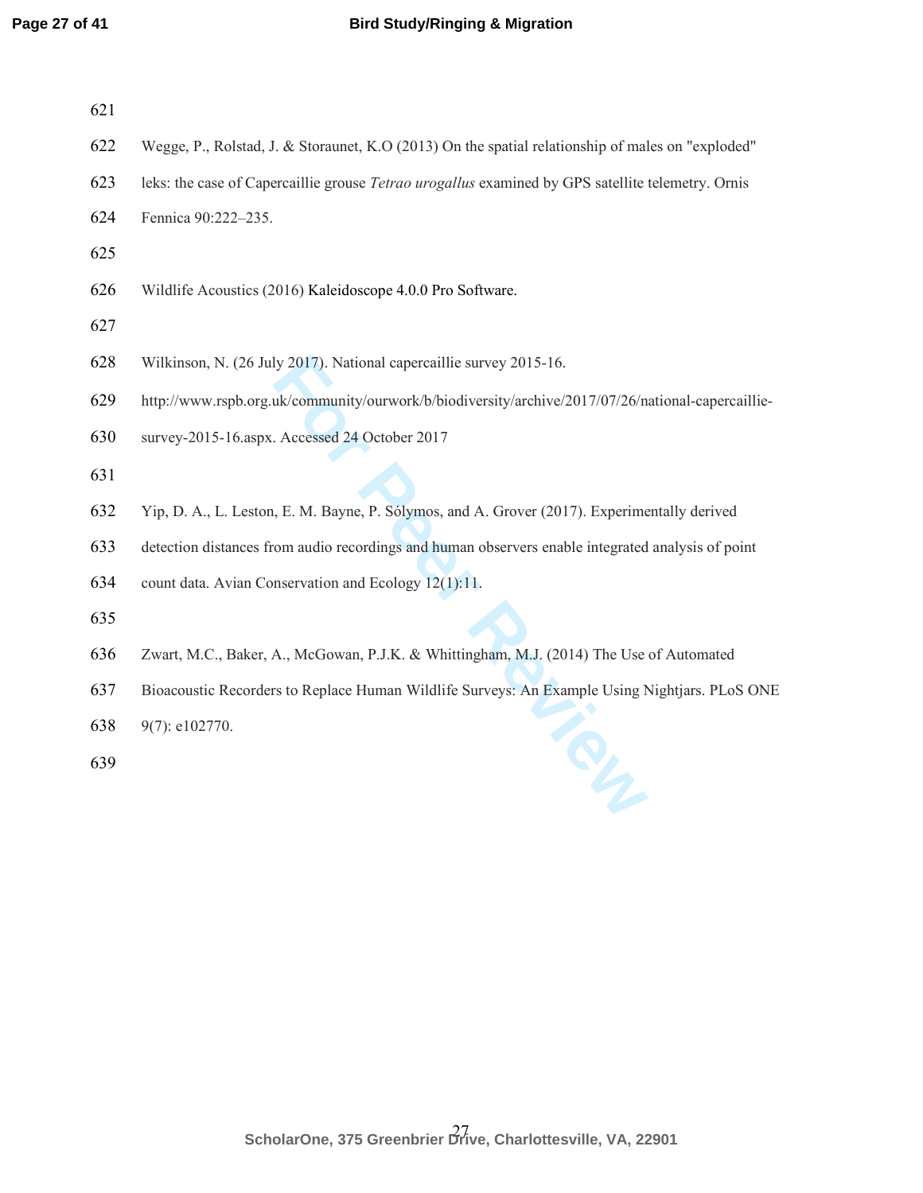Wegge, P., Rolstad, J. & Storaunet, K.O (2013) On the spatial relationship of males on "exploded" leks: the case of Capercaillie grouse *Tetrao urogallus* examined by GPS satellite telemetry. Ornis Fennica 90:222–235.

Wildlife Acoustics (2016) Kaleidoscope 4.0.0 Pro Software.

Wilkinson, N. (26 July 2017). National capercaillie survey 2015-16. http://www.rspb.org.uk/community/ourwork/b/biodiversity/archive/2017/07/26/national-capercaillie-survey-2015-16.aspx. Accessed 24 October 2017

Yip, D. A., L. Leston, E. M. Bayne, P. Sólymos, and A. Grover (2017). Experimentally derived detection distances from audio recordings and human observers enable integrated analysis of point count data. Avian Conservation and Ecology 12(1):11.

Zwart, M.C., Baker, A., McGowan, P.J.K. & Whittingham, M.J. (2014) The Use of Automated Bioacoustic Recorders to Replace Human Wildlife Surveys: An Example Using Nightjars. PLoS ONE 9(7): e102770.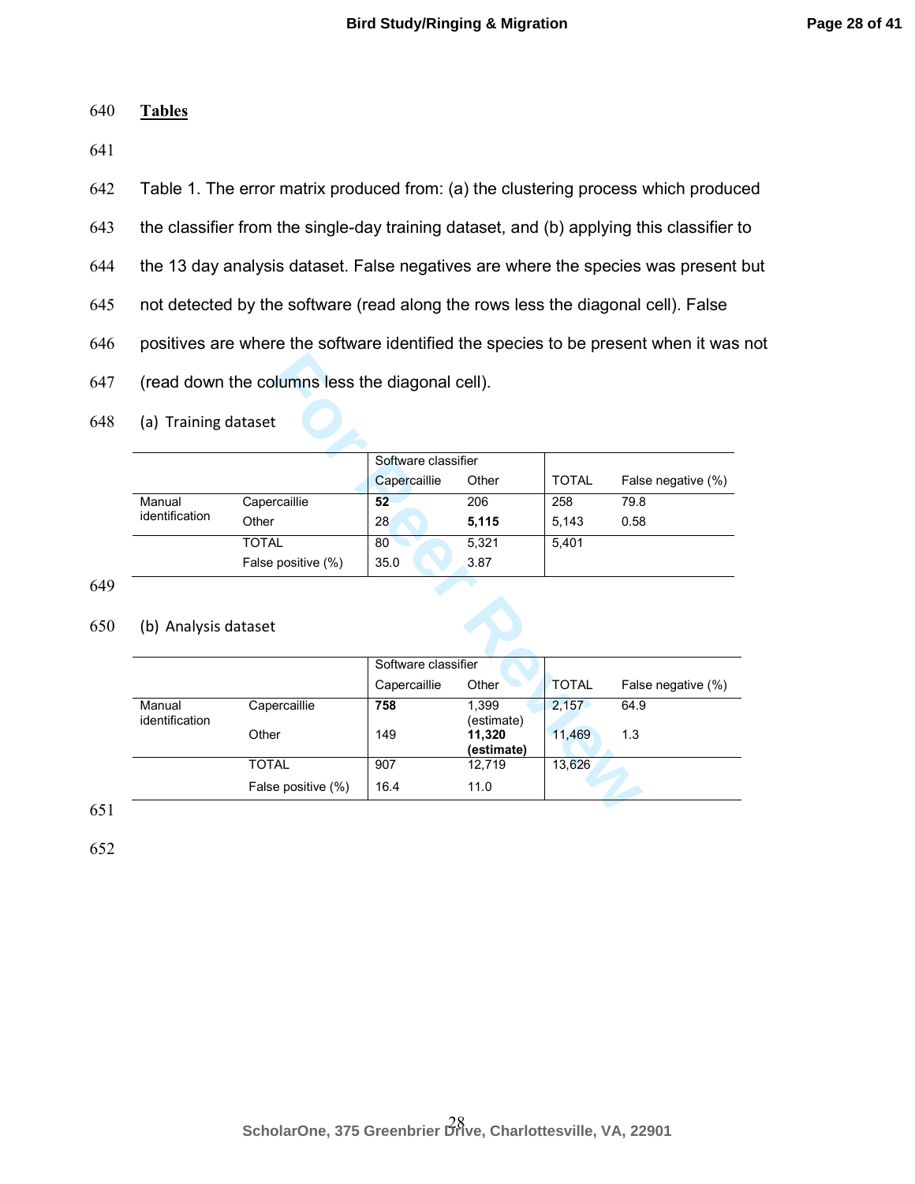## Tables

Table 1. The error matrix produced from: (a) the clustering process which produced the classifier from the single-day training dataset, and (b) applying this classifier to the 13 day analysis dataset. False negatives are where the species was present but not detected by the software (read along the rows less the diagonal cell). False positives are where the software identified the species to be present when it was not (read down the columns less the diagonal cell).

(a) Training dataset

| | | Software classifier | | | |
|---|---|---|---|---|---|
| | | Capercaillie | Other | TOTAL | False negative (%) |
| Manual identification | Capercaillie | **52** | 206 | 258 | 79.8 |
| | Other | 28 | **5,115** | 5,143 | 0.58 |
| | TOTAL | 80 | 5,321 | 5,401 | |
| | False positive (%) | 35.0 | 3.87 | | |

(b) Analysis dataset

| | | Software classifier | | | |
|---|---|---|---|---|---|
| | | Capercaillie | Other | TOTAL | False negative (%) |
| Manual identification | Capercaillie | **758** | 1,399 (estimate) | 2,157 | 64.9 |
| | Other | 149 | **11,320 (estimate)** | 11,469 | 1.3 |
| | TOTAL | 907 | 12,719 | 13,626 | |
| | False positive (%) | 16.4 | 11.0 | | |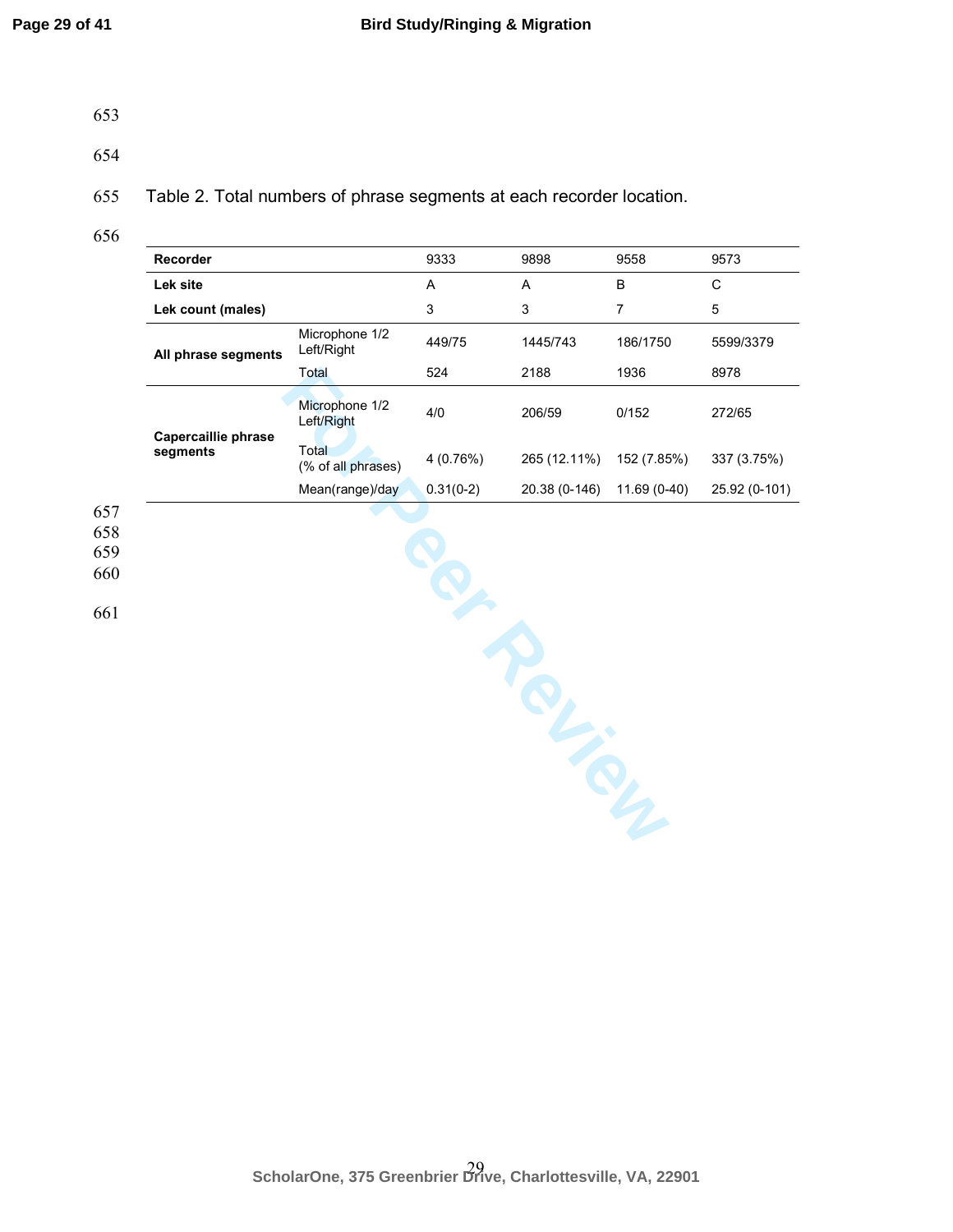Table 2. Total numbers of phrase segments at each recorder location.

| Recorder | | 9333 | 9898 | 9558 | 9573 |
|---|---|---|---|---|---|
| **Lek site** | | A | A | B | C |
| **Lek count (males)** | | 3 | 3 | 7 | 5 |
| **All phrase segments** | Microphone 1/2 Left/Right | 449/75 | 1445/743 | 186/1750 | 5599/3379 |
| | Total | 524 | 2188 | 1936 | 8978 |
| **Capercaillie phrase segments** | Microphone 1/2 Left/Right | 4/0 | 206/59 | 0/152 | 272/65 |
| | Total (% of all phrases) | 4 (0.76%) | 265 (12.11%) | 152 (7.85%) | 337 (3.75%) |
| | Mean(range)/day | 0.31(0-2) | 20.38 (0-146) | 11.69 (0-40) | 25.92 (0-101) |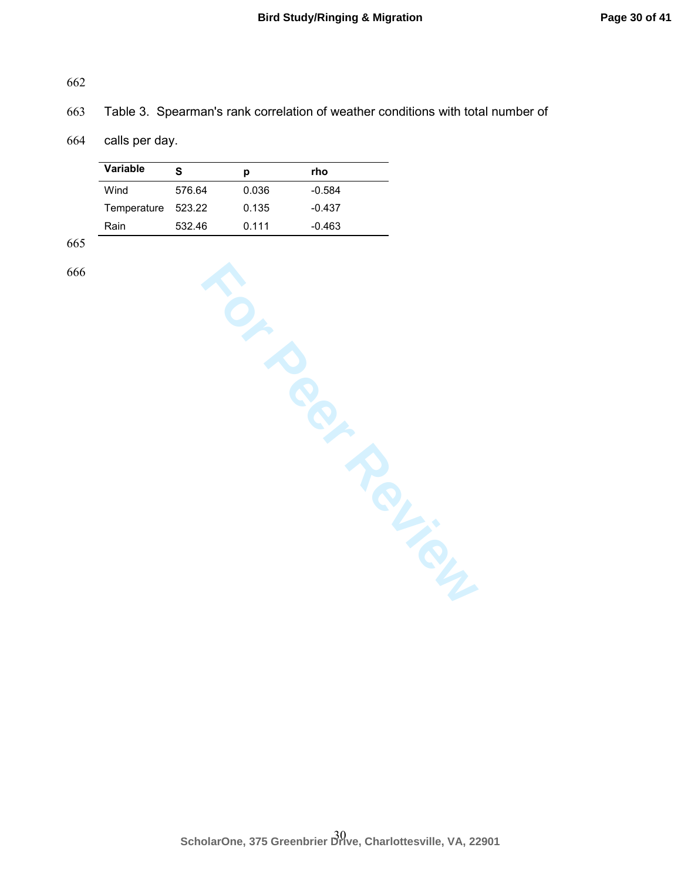Table 3. Spearman's rank correlation of weather conditions with total number of calls per day.

| Variable | S | p | rho |
|---|---|---|---|
| Wind | 576.64 | 0.036 | -0.584 |
| Temperature | 523.22 | 0.135 | -0.437 |
| Rain | 532.46 | 0.111 | -0.463 |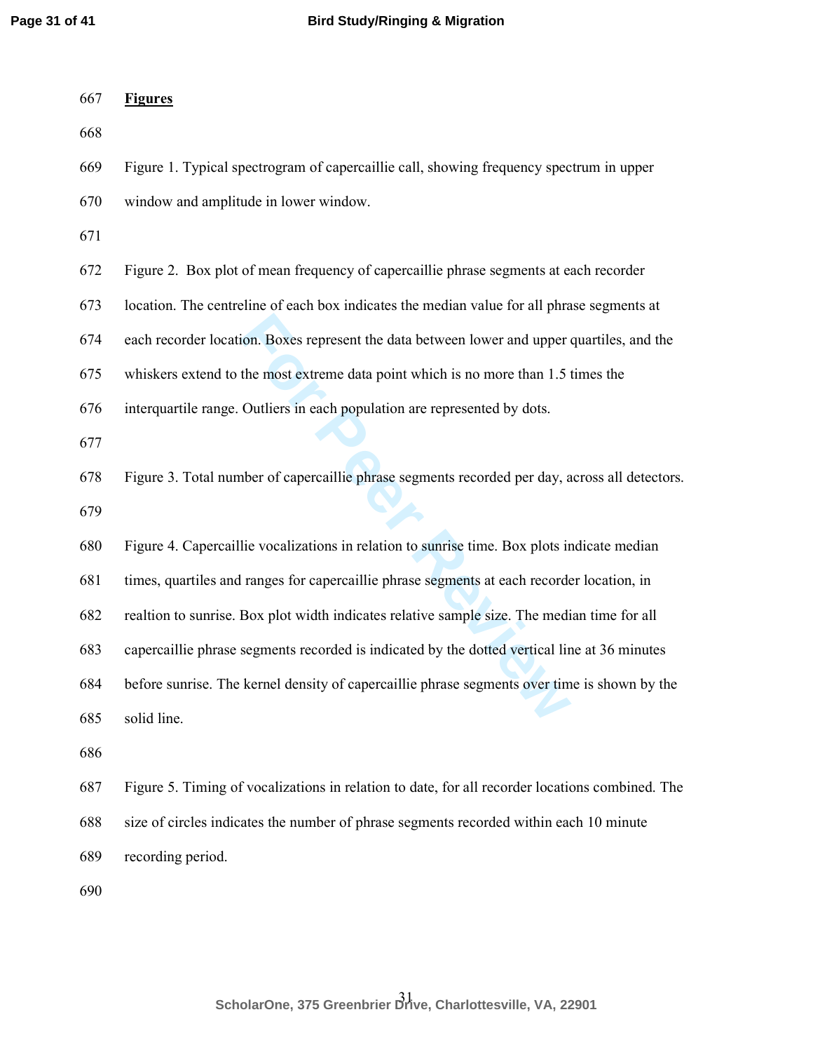## Figures

Figure 1. Typical spectrogram of capercaillie call, showing frequency spectrum in upper window and amplitude in lower window.

Figure 2. Box plot of mean frequency of capercaillie phrase segments at each recorder location. The centreline of each box indicates the median value for all phrase segments at each recorder location. Boxes represent the data between lower and upper quartiles, and the whiskers extend to the most extreme data point which is no more than 1.5 times the interquartile range. Outliers in each population are represented by dots.

Figure 3. Total number of capercaillie phrase segments recorded per day, across all detectors.

Figure 4. Capercaillie vocalizations in relation to sunrise time. Box plots indicate median times, quartiles and ranges for capercaillie phrase segments at each recorder location, in realtion to sunrise. Box plot width indicates relative sample size. The median time for all capercaillie phrase segments recorded is indicated by the dotted vertical line at 36 minutes before sunrise. The kernel density of capercaillie phrase segments over time is shown by the solid line.

Figure 5. Timing of vocalizations in relation to date, for all recorder locations combined. The size of circles indicates the number of phrase segments recorded within each 10 minute recording period.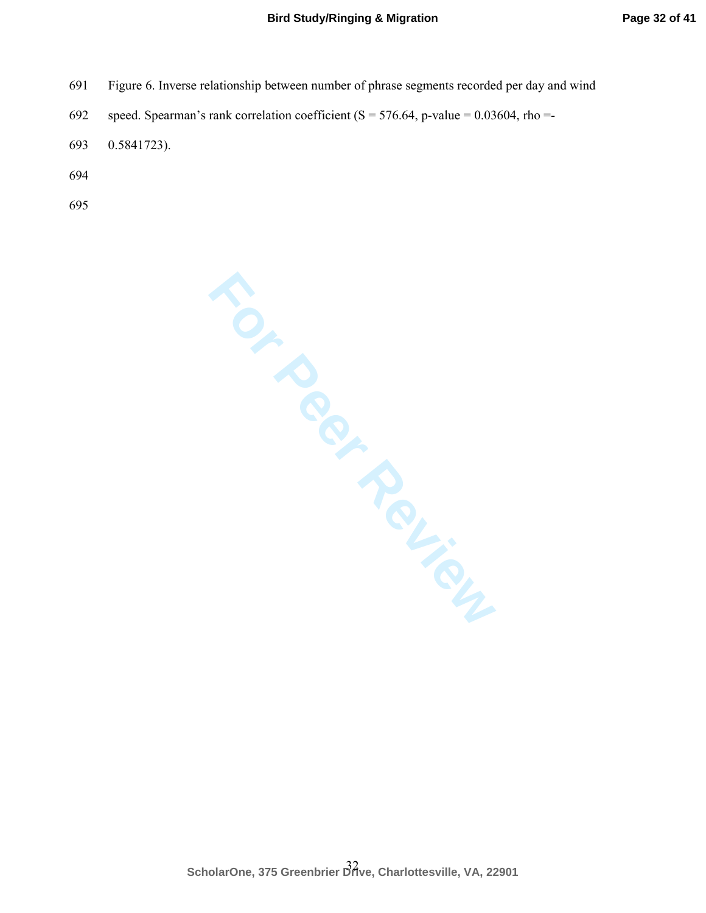Figure 6. Inverse relationship between number of phrase segments recorded per day and wind speed. Spearman's rank correlation coefficient ($S = 576.64$, p-value = 0.03604, rho =-0.5841723).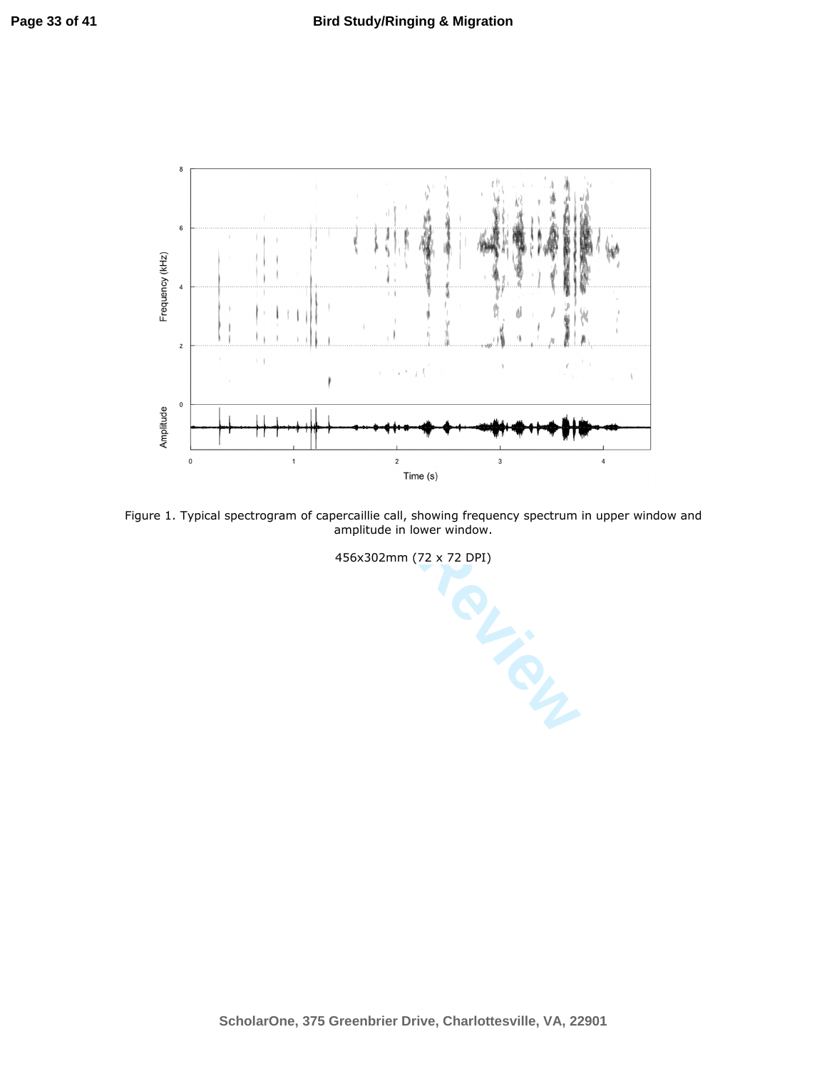Figure 1. Typical spectrogram of capercaillie call, showing frequency spectrum in upper window and amplitude in lower window.

456x302mm (72 x 72 DPI)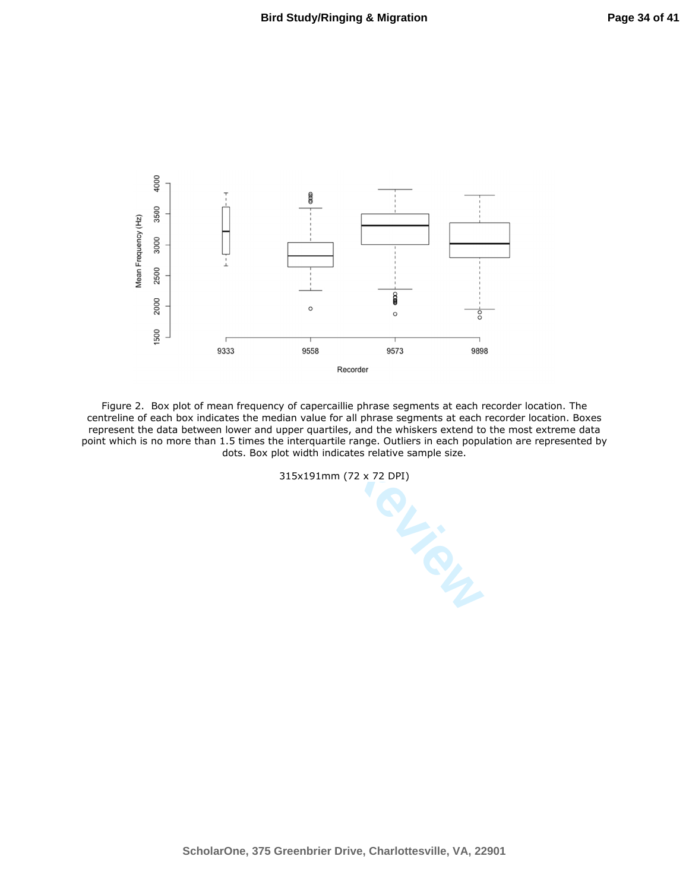Figure 2. Box plot of mean frequency of capercaillie phrase segments at each recorder location. The centreline of each box indicates the median value for all phrase segments at each recorder location. Boxes represent the data between lower and upper quartiles, and the whiskers extend to the most extreme data point which is no more than 1.5 times the interquartile range. Outliers in each population are represented by dots. Box plot width indicates relative sample size.

315x191mm (72 x 72 DPI)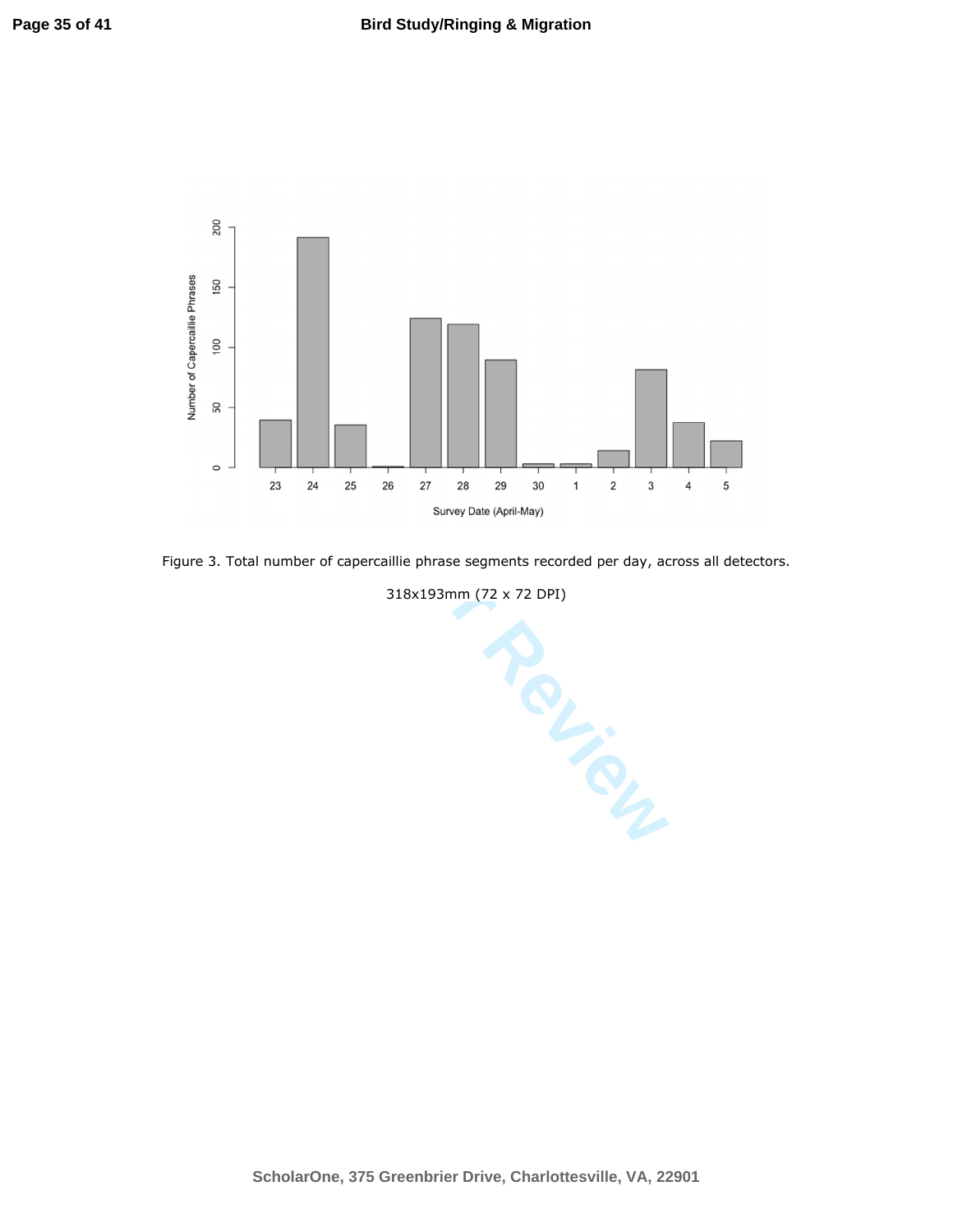Figure 3. Total number of capercaillie phrase segments recorded per day, across all detectors.

318x193mm (72 x 72 DPI)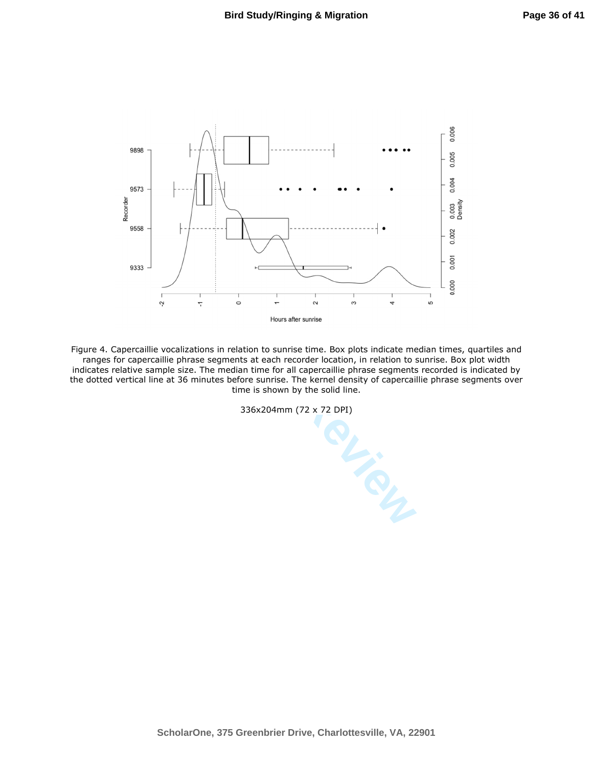Figure 4. Capercaillie vocalizations in relation to sunrise time. Box plots indicate median times, quartiles and ranges for capercaillie phrase segments at each recorder location, in relation to sunrise. Box plot width indicates relative sample size. The median time for all capercaillie phrase segments recorded is indicated by the dotted vertical line at 36 minutes before sunrise. The kernel density of capercaillie phrase segments over time is shown by the solid line.

336x204mm (72 x 72 DPI)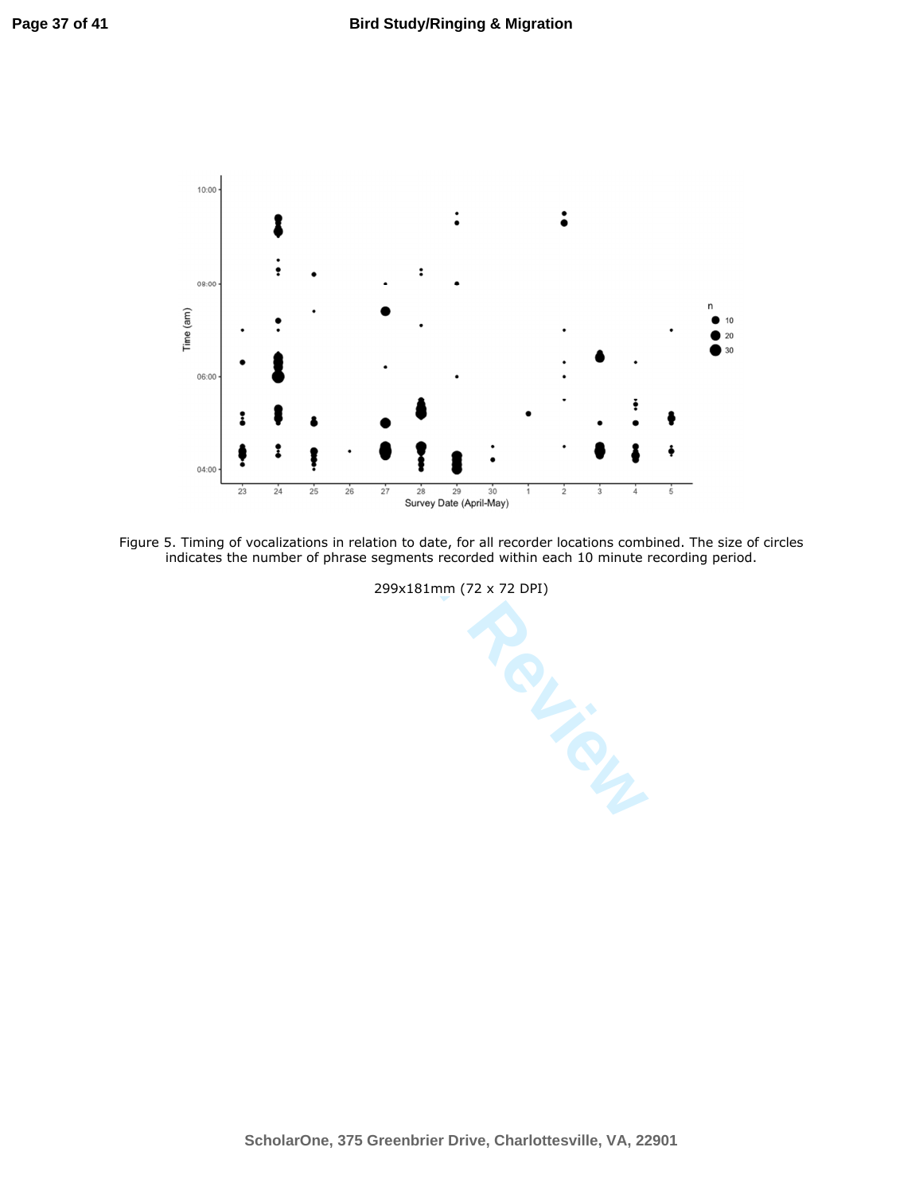Figure 5. Timing of vocalizations in relation to date, for all recorder locations combined. The size of circles indicates the number of phrase segments recorded within each 10 minute recording period.

299x181mm (72 x 72 DPI)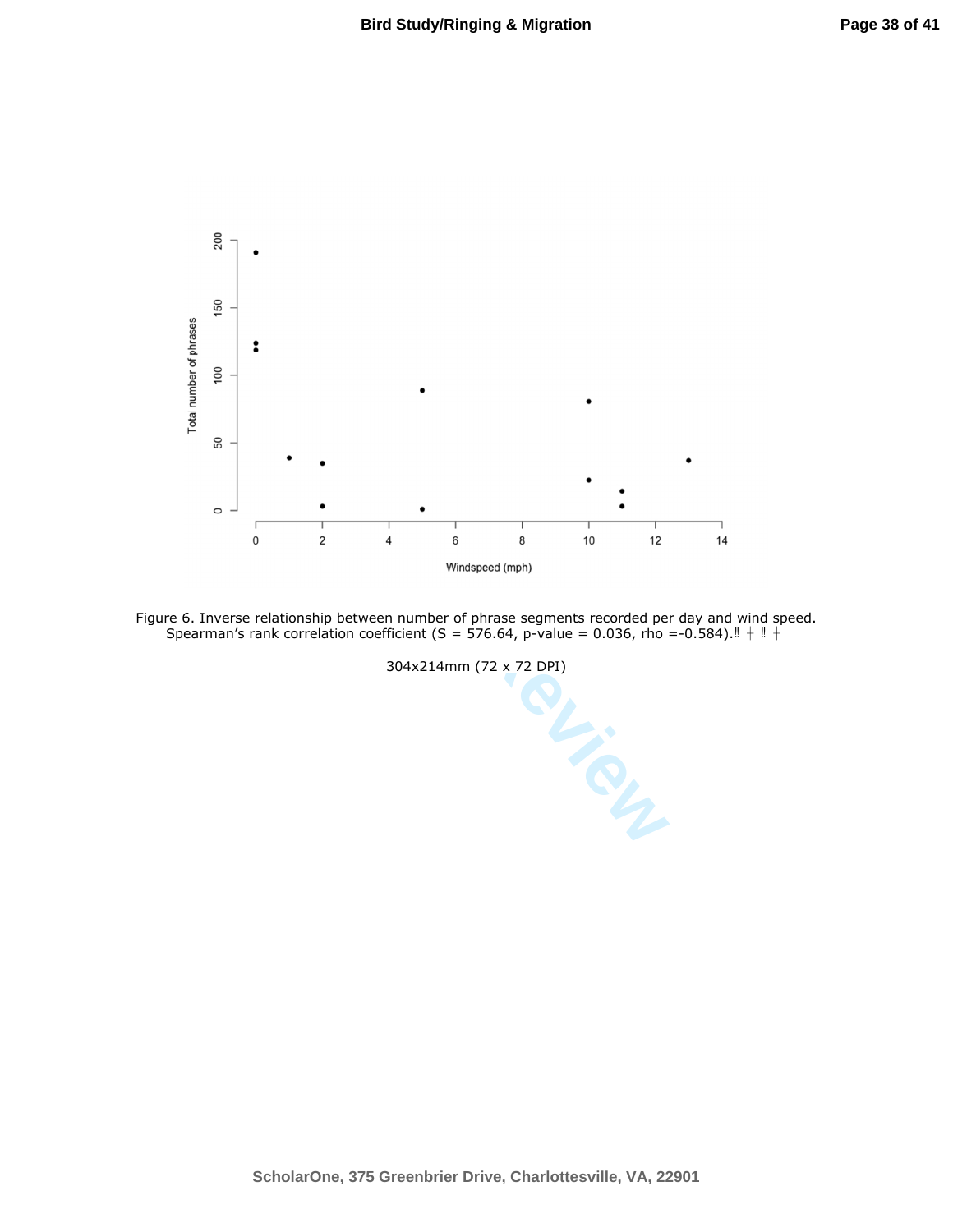Figure 6. Inverse relationship between number of phrase segments recorded per day and wind speed. Spearman's rank correlation coefficient (S = 576.64, p-value = 0.036, rho =-0.584).‼ ┼ ‼ ┼

304x214mm (72 x 72 DPI)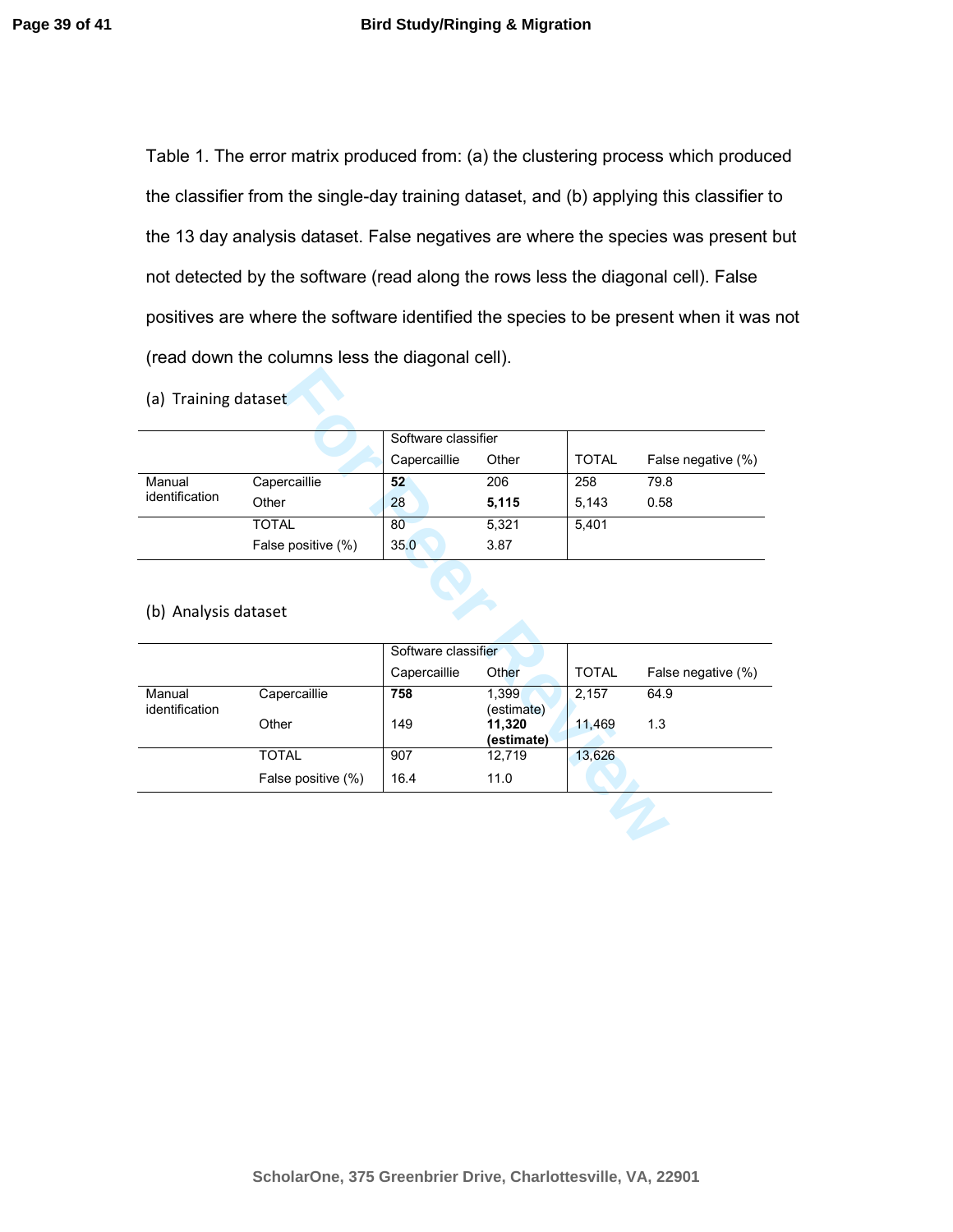Table 1. The error matrix produced from: (a) the clustering process which produced the classifier from the single-day training dataset, and (b) applying this classifier to the 13 day analysis dataset. False negatives are where the species was present but not detected by the software (read along the rows less the diagonal cell). False positives are where the software identified the species to be present when it was not (read down the columns less the diagonal cell).

(a) Training dataset

| | | Software classifier | | | |
|---|---|---|---|---|---|
| | | Capercaillie | Other | TOTAL | False negative (%) |
| Manual identification | Capercaillie | **52** | 206 | 258 | 79.8 |
| | Other | 28 | **5,115** | 5,143 | 0.58 |
| | TOTAL | 80 | 5,321 | 5,401 | |
| | False positive (%) | 35.0 | 3.87 | | |

(b) Analysis dataset

| | | Software classifier | | | |
|---|---|---|---|---|---|
| | | Capercaillie | Other | TOTAL | False negative (%) |
| Manual identification | Capercaillie | **758** | 1,399 (estimate) | 2,157 | 64.9 |
| | Other | 149 | **11,320 (estimate)** | 11,469 | 1.3 |
| | TOTAL | 907 | 12,719 | 13,626 | |
| | False positive (%) | 16.4 | 11.0 | | |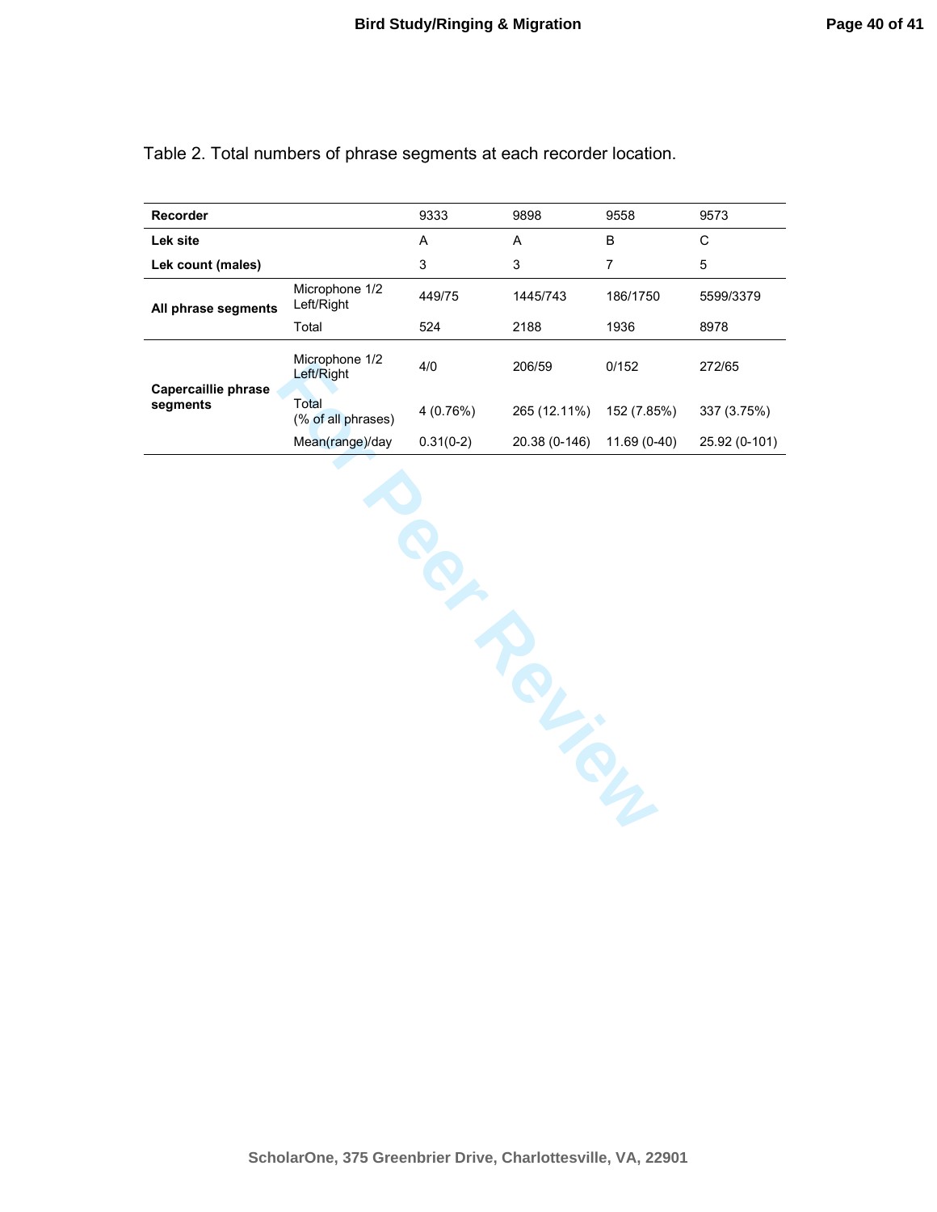Table 2. Total numbers of phrase segments at each recorder location.

| Recorder | | 9333 | 9898 | 9558 | 9573 |
|---|---|---|---|---|---|
| **Lek site** | | A | A | B | C |
| **Lek count (males)** | | 3 | 3 | 7 | 5 |
| **All phrase segments** | Microphone 1/2 Left/Right | 449/75 | 1445/743 | 186/1750 | 5599/3379 |
| | Total | 524 | 2188 | 1936 | 8978 |
| **Capercaillie phrase segments** | Microphone 1/2 Left/Right | 4/0 | 206/59 | 0/152 | 272/65 |
| | Total (% of all phrases) | 4 (0.76%) | 265 (12.11%) | 152 (7.85%) | 337 (3.75%) |
| | Mean(range)/day | 0.31(0-2) | 20.38 (0-146) | 11.69 (0-40) | 25.92 (0-101) |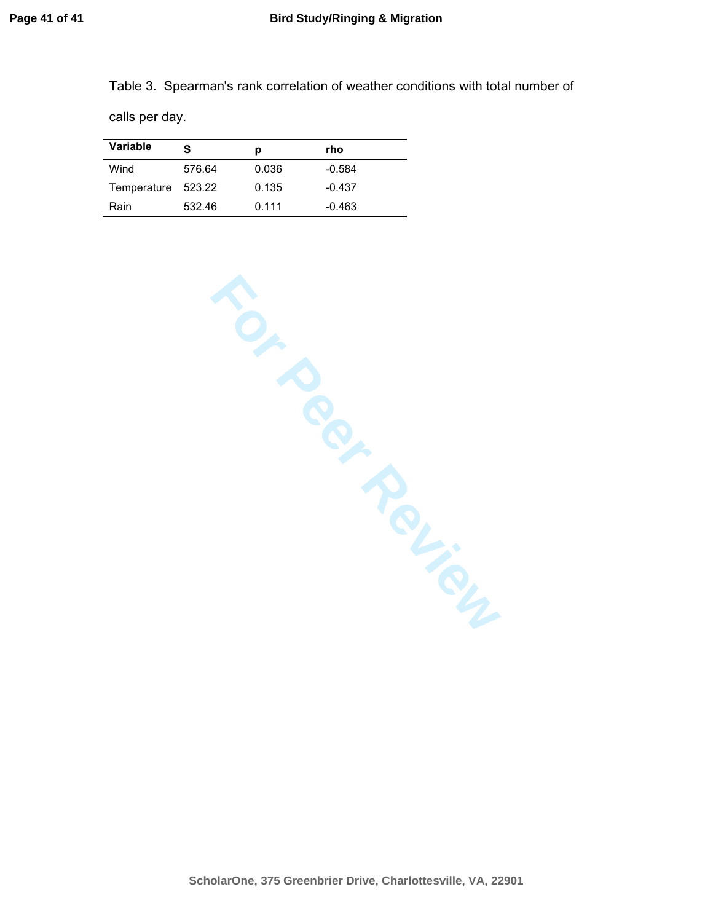Table 3. Spearman's rank correlation of weather conditions with total number of calls per day.

| Variable | S | p | rho |
|---|---|---|---|
| Wind | 576.64 | 0.036 | -0.584 |
| Temperature | 523.22 | 0.135 | -0.437 |
| Rain | 532.46 | 0.111 | -0.463 |